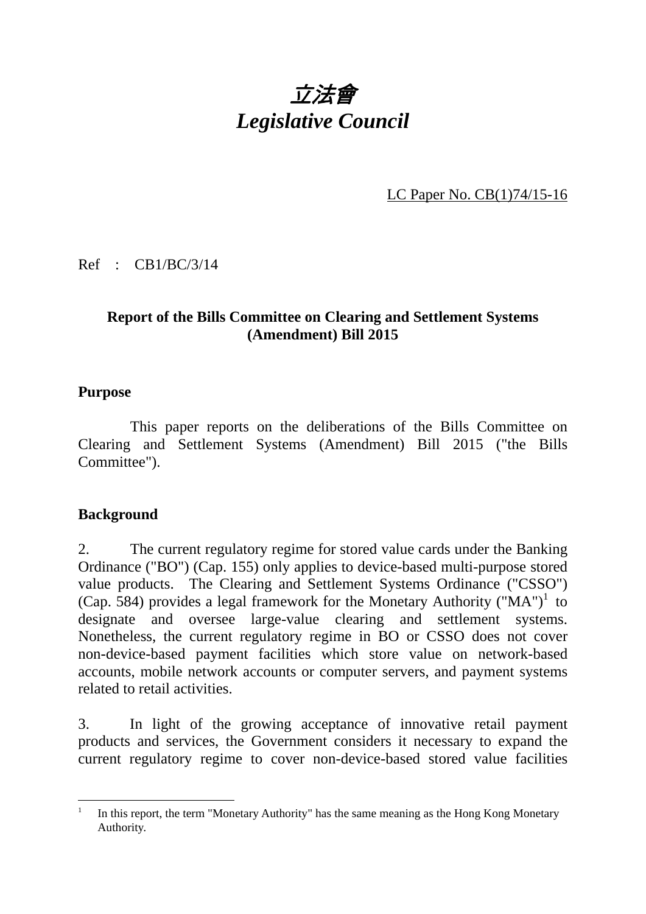# *立法會*
# *Legislative Council*

LC Paper No. CB(1)74/15-16

Ref : CB1/BC/3/14

## Report of the Bills Committee on Clearing and Settlement Systems (Amendment) Bill 2015

### Purpose

This paper reports on the deliberations of the Bills Committee on Clearing and Settlement Systems (Amendment) Bill 2015 ("the Bills Committee").

### Background

2. The current regulatory regime for stored value cards under the Banking Ordinance ("BO") (Cap. 155) only applies to device-based multi-purpose stored value products. The Clearing and Settlement Systems Ordinance ("CSSO") (Cap. 584) provides a legal framework for the Monetary Authority ("MA")[1] to designate and oversee large-value clearing and settlement systems. Nonetheless, the current regulatory regime in BO or CSSO does not cover non-device-based payment facilities which store value on network-based accounts, mobile network accounts or computer servers, and payment systems related to retail activities.

3. In light of the growing acceptance of innovative retail payment products and services, the Government considers it necessary to expand the current regulatory regime to cover non-device-based stored value facilities

[1] In this report, the term "Monetary Authority" has the same meaning as the Hong Kong Monetary Authority.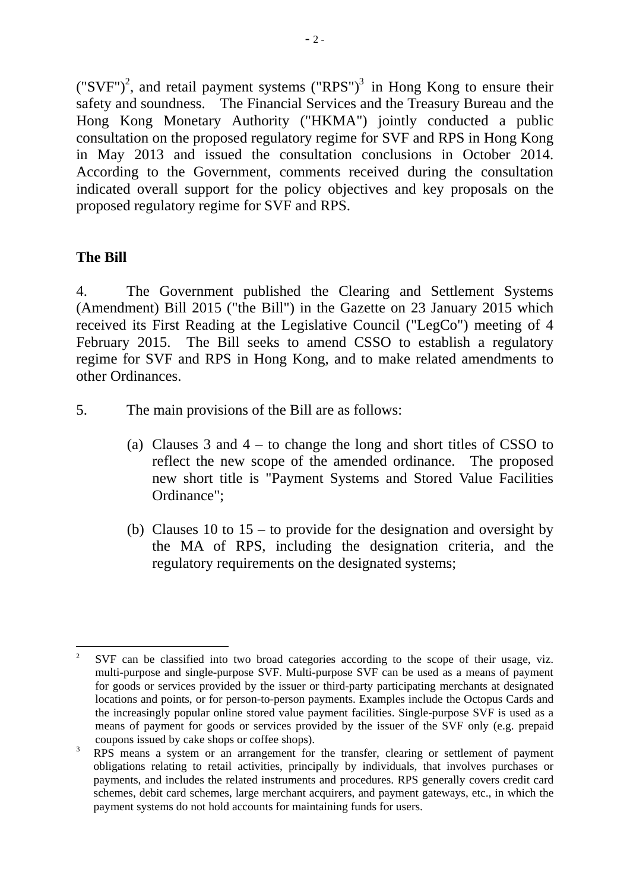("SVF")[2], and retail payment systems ("RPS")[3] in Hong Kong to ensure their safety and soundness. The Financial Services and the Treasury Bureau and the Hong Kong Monetary Authority ("HKMA") jointly conducted a public consultation on the proposed regulatory regime for SVF and RPS in Hong Kong in May 2013 and issued the consultation conclusions in October 2014. According to the Government, comments received during the consultation indicated overall support for the policy objectives and key proposals on the proposed regulatory regime for SVF and RPS.

**The Bill**

4. The Government published the Clearing and Settlement Systems (Amendment) Bill 2015 ("the Bill") in the Gazette on 23 January 2015 which received its First Reading at the Legislative Council ("LegCo") meeting of 4 February 2015. The Bill seeks to amend CSSO to establish a regulatory regime for SVF and RPS in Hong Kong, and to make related amendments to other Ordinances.

5. The main provisions of the Bill are as follows:

(a) Clauses 3 and 4 – to change the long and short titles of CSSO to reflect the new scope of the amended ordinance. The proposed new short title is "Payment Systems and Stored Value Facilities Ordinance";

(b) Clauses 10 to 15 – to provide for the designation and oversight by the MA of RPS, including the designation criteria, and the regulatory requirements on the designated systems;

---

[2] SVF can be classified into two broad categories according to the scope of their usage, viz. multi-purpose and single-purpose SVF. Multi-purpose SVF can be used as a means of payment for goods or services provided by the issuer or third-party participating merchants at designated locations and points, or for person-to-person payments. Examples include the Octopus Cards and the increasingly popular online stored value payment facilities. Single-purpose SVF is used as a means of payment for goods or services provided by the issuer of the SVF only (e.g. prepaid coupons issued by cake shops or coffee shops).

[3] RPS means a system or an arrangement for the transfer, clearing or settlement of payment obligations relating to retail activities, principally by individuals, that involves purchases or payments, and includes the related instruments and procedures. RPS generally covers credit card schemes, debit card schemes, large merchant acquirers, and payment gateways, etc., in which the payment systems do not hold accounts for maintaining funds for users.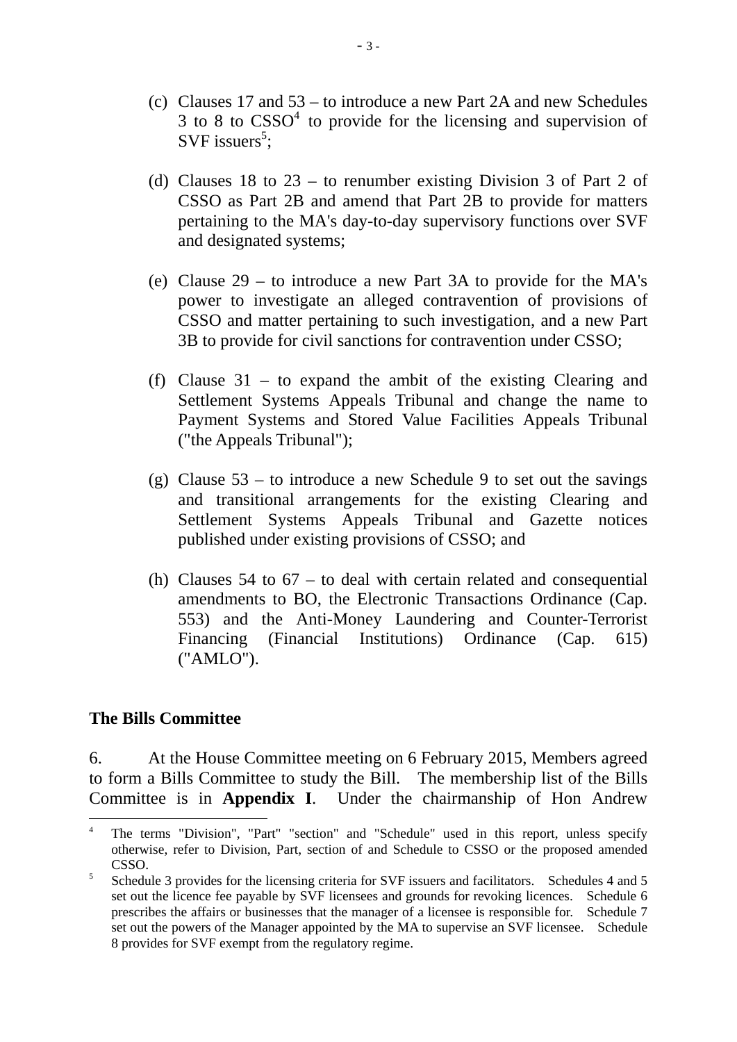(c) Clauses 17 and 53 – to introduce a new Part 2A and new Schedules 3 to 8 to CSSO[4] to provide for the licensing and supervision of SVF issuers[5];

(d) Clauses 18 to 23 – to renumber existing Division 3 of Part 2 of CSSO as Part 2B and amend that Part 2B to provide for matters pertaining to the MA's day-to-day supervisory functions over SVF and designated systems;

(e) Clause 29 – to introduce a new Part 3A to provide for the MA's power to investigate an alleged contravention of provisions of CSSO and matter pertaining to such investigation, and a new Part 3B to provide for civil sanctions for contravention under CSSO;

(f) Clause 31 – to expand the ambit of the existing Clearing and Settlement Systems Appeals Tribunal and change the name to Payment Systems and Stored Value Facilities Appeals Tribunal ("the Appeals Tribunal");

(g) Clause 53 – to introduce a new Schedule 9 to set out the savings and transitional arrangements for the existing Clearing and Settlement Systems Appeals Tribunal and Gazette notices published under existing provisions of CSSO; and

(h) Clauses 54 to 67 – to deal with certain related and consequential amendments to BO, the Electronic Transactions Ordinance (Cap. 553) and the Anti-Money Laundering and Counter-Terrorist Financing (Financial Institutions) Ordinance (Cap. 615) ("AMLO").

## The Bills Committee

6. At the House Committee meeting on 6 February 2015, Members agreed to form a Bills Committee to study the Bill. The membership list of the Bills Committee is in **Appendix I**. Under the chairmanship of Hon Andrew

---

[4] The terms "Division", "Part" "section" and "Schedule" used in this report, unless specify otherwise, refer to Division, Part, section of and Schedule to CSSO or the proposed amended CSSO.

[5] Schedule 3 provides for the licensing criteria for SVF issuers and facilitators. Schedules 4 and 5 set out the licence fee payable by SVF licensees and grounds for revoking licences. Schedule 6 prescribes the affairs or businesses that the manager of a licensee is responsible for. Schedule 7 set out the powers of the Manager appointed by the MA to supervise an SVF licensee. Schedule 8 provides for SVF exempt from the regulatory regime.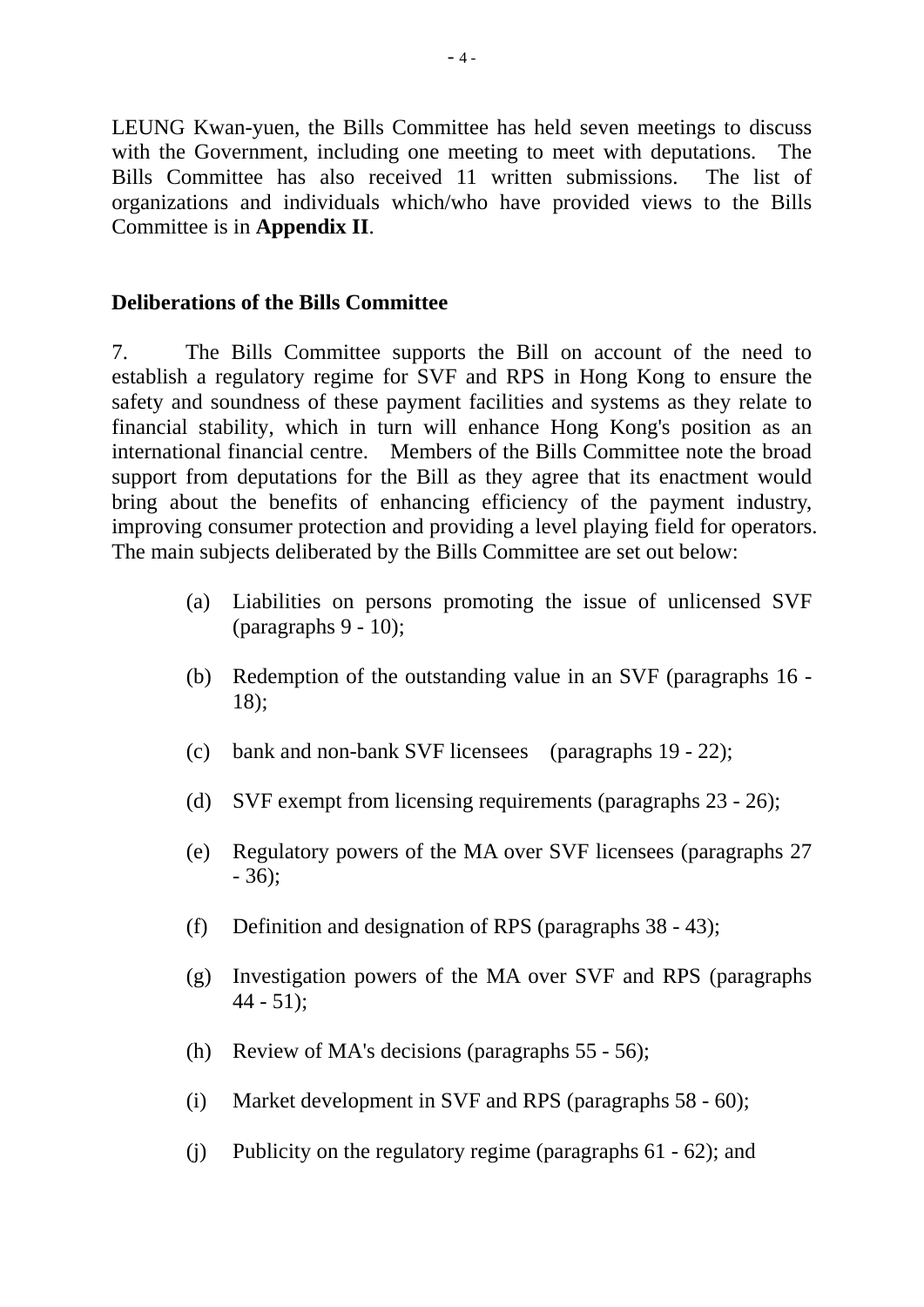LEUNG Kwan-yuen, the Bills Committee has held seven meetings to discuss with the Government, including one meeting to meet with deputations. The Bills Committee has also received 11 written submissions. The list of organizations and individuals which/who have provided views to the Bills Committee is in **Appendix II**.

## Deliberations of the Bills Committee

7. The Bills Committee supports the Bill on account of the need to establish a regulatory regime for SVF and RPS in Hong Kong to ensure the safety and soundness of these payment facilities and systems as they relate to financial stability, which in turn will enhance Hong Kong's position as an international financial centre. Members of the Bills Committee note the broad support from deputations for the Bill as they agree that its enactment would bring about the benefits of enhancing efficiency of the payment industry, improving consumer protection and providing a level playing field for operators. The main subjects deliberated by the Bills Committee are set out below:

(a) Liabilities on persons promoting the issue of unlicensed SVF (paragraphs 9 - 10);

(b) Redemption of the outstanding value in an SVF (paragraphs 16 - 18);

(c) bank and non-bank SVF licensees (paragraphs 19 - 22);

(d) SVF exempt from licensing requirements (paragraphs 23 - 26);

(e) Regulatory powers of the MA over SVF licensees (paragraphs 27 - 36);

(f) Definition and designation of RPS (paragraphs 38 - 43);

(g) Investigation powers of the MA over SVF and RPS (paragraphs 44 - 51);

(h) Review of MA's decisions (paragraphs 55 - 56);

(i) Market development in SVF and RPS (paragraphs 58 - 60);

(j) Publicity on the regulatory regime (paragraphs 61 - 62); and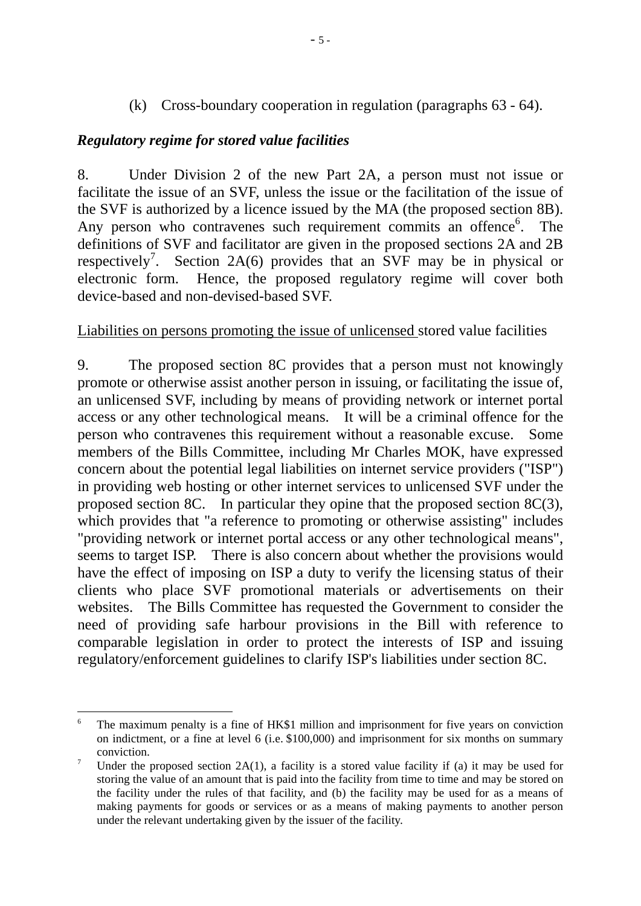(k) Cross-boundary cooperation in regulation (paragraphs 63 - 64).

***Regulatory regime for stored value facilities***

8. Under Division 2 of the new Part 2A, a person must not issue or facilitate the issue of an SVF, unless the issue or the facilitation of the issue of the SVF is authorized by a licence issued by the MA (the proposed section 8B). Any person who contravenes such requirement commits an offence[6]. The definitions of SVF and facilitator are given in the proposed sections 2A and 2B respectively[7]. Section 2A(6) provides that an SVF may be in physical or electronic form. Hence, the proposed regulatory regime will cover both device-based and non-devised-based SVF.

<u>Liabilities on persons promoting the issue of unlicensed</u> stored value facilities

9. The proposed section 8C provides that a person must not knowingly promote or otherwise assist another person in issuing, or facilitating the issue of, an unlicensed SVF, including by means of providing network or internet portal access or any other technological means. It will be a criminal offence for the person who contravenes this requirement without a reasonable excuse. Some members of the Bills Committee, including Mr Charles MOK, have expressed concern about the potential legal liabilities on internet service providers ("ISP") in providing web hosting or other internet services to unlicensed SVF under the proposed section 8C. In particular they opine that the proposed section 8C(3), which provides that "a reference to promoting or otherwise assisting" includes "providing network or internet portal access or any other technological means", seems to target ISP. There is also concern about whether the provisions would have the effect of imposing on ISP a duty to verify the licensing status of their clients who place SVF promotional materials or advertisements on their websites. The Bills Committee has requested the Government to consider the need of providing safe harbour provisions in the Bill with reference to comparable legislation in order to protect the interests of ISP and issuing regulatory/enforcement guidelines to clarify ISP's liabilities under section 8C.

---

[6] The maximum penalty is a fine of HK$1 million and imprisonment for five years on conviction on indictment, or a fine at level 6 (i.e. $100,000) and imprisonment for six months on summary conviction.

[7] Under the proposed section 2A(1), a facility is a stored value facility if (a) it may be used for storing the value of an amount that is paid into the facility from time to time and may be stored on the facility under the rules of that facility, and (b) the facility may be used for as a means of making payments for goods or services or as a means of making payments to another person under the relevant undertaking given by the issuer of the facility.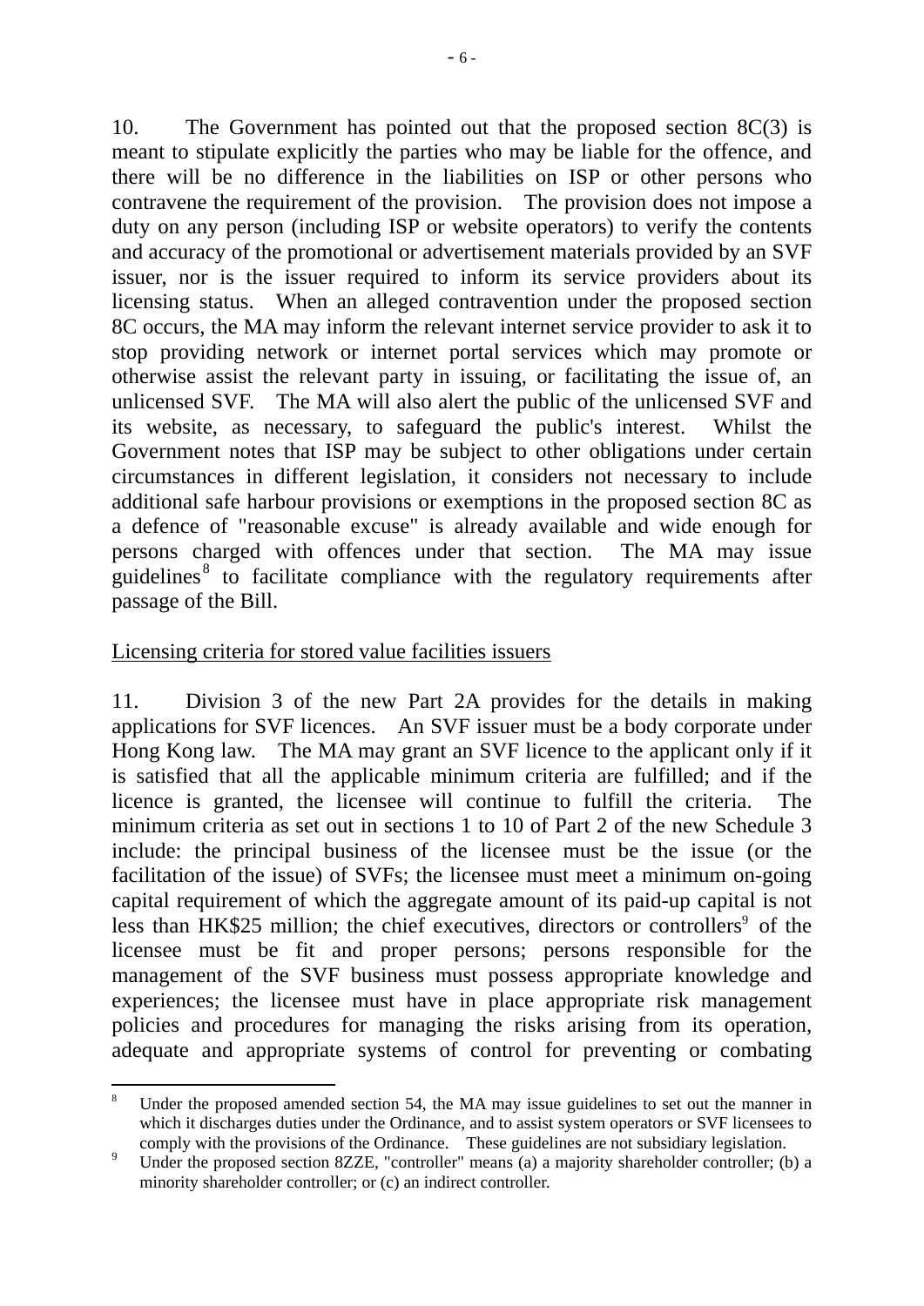10. The Government has pointed out that the proposed section 8C(3) is meant to stipulate explicitly the parties who may be liable for the offence, and there will be no difference in the liabilities on ISP or other persons who contravene the requirement of the provision. The provision does not impose a duty on any person (including ISP or website operators) to verify the contents and accuracy of the promotional or advertisement materials provided by an SVF issuer, nor is the issuer required to inform its service providers about its licensing status. When an alleged contravention under the proposed section 8C occurs, the MA may inform the relevant internet service provider to ask it to stop providing network or internet portal services which may promote or otherwise assist the relevant party in issuing, or facilitating the issue of, an unlicensed SVF. The MA will also alert the public of the unlicensed SVF and its website, as necessary, to safeguard the public's interest. Whilst the Government notes that ISP may be subject to other obligations under certain circumstances in different legislation, it considers not necessary to include additional safe harbour provisions or exemptions in the proposed section 8C as a defence of "reasonable excuse" is already available and wide enough for persons charged with offences under that section. The MA may issue guidelines[8] to facilitate compliance with the regulatory requirements after passage of the Bill.

<u>Licensing criteria for stored value facilities issuers</u>

11. Division 3 of the new Part 2A provides for the details in making applications for SVF licences. An SVF issuer must be a body corporate under Hong Kong law. The MA may grant an SVF licence to the applicant only if it is satisfied that all the applicable minimum criteria are fulfilled; and if the licence is granted, the licensee will continue to fulfill the criteria. The minimum criteria as set out in sections 1 to 10 of Part 2 of the new Schedule 3 include: the principal business of the licensee must be the issue (or the facilitation of the issue) of SVFs; the licensee must meet a minimum on-going capital requirement of which the aggregate amount of its paid-up capital is not less than HK$25 million; the chief executives, directors or controllers[9] of the licensee must be fit and proper persons; persons responsible for the management of the SVF business must possess appropriate knowledge and experiences; the licensee must have in place appropriate risk management policies and procedures for managing the risks arising from its operation, adequate and appropriate systems of control for preventing or combating

---

[8] Under the proposed amended section 54, the MA may issue guidelines to set out the manner in which it discharges duties under the Ordinance, and to assist system operators or SVF licensees to comply with the provisions of the Ordinance. These guidelines are not subsidiary legislation.

[9] Under the proposed section 8ZZE, "controller" means (a) a majority shareholder controller; (b) a minority shareholder controller; or (c) an indirect controller.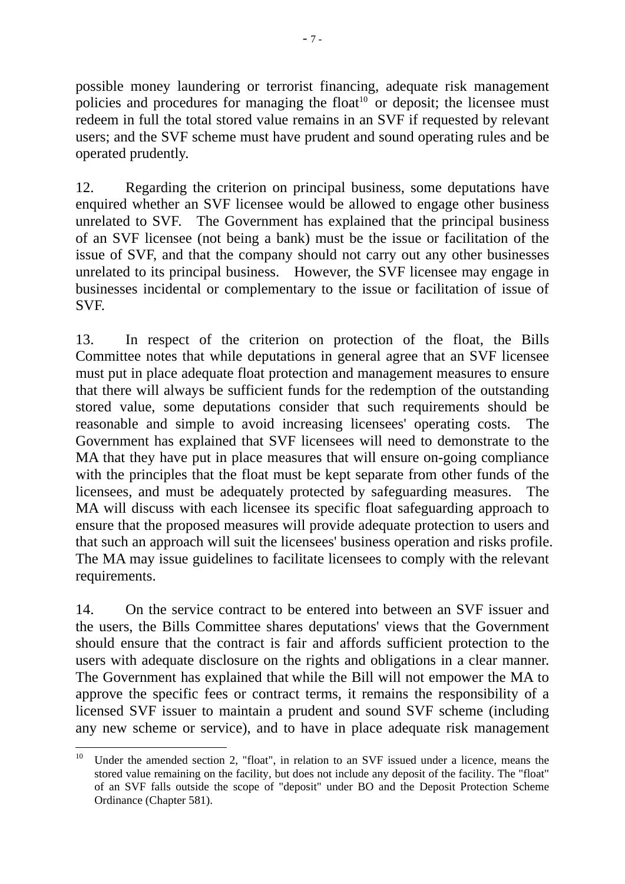possible money laundering or terrorist financing, adequate risk management policies and procedures for managing the float[10] or deposit; the licensee must redeem in full the total stored value remains in an SVF if requested by relevant users; and the SVF scheme must have prudent and sound operating rules and be operated prudently.

12. Regarding the criterion on principal business, some deputations have enquired whether an SVF licensee would be allowed to engage other business unrelated to SVF. The Government has explained that the principal business of an SVF licensee (not being a bank) must be the issue or facilitation of the issue of SVF, and that the company should not carry out any other businesses unrelated to its principal business. However, the SVF licensee may engage in businesses incidental or complementary to the issue or facilitation of issue of SVF.

13. In respect of the criterion on protection of the float, the Bills Committee notes that while deputations in general agree that an SVF licensee must put in place adequate float protection and management measures to ensure that there will always be sufficient funds for the redemption of the outstanding stored value, some deputations consider that such requirements should be reasonable and simple to avoid increasing licensees' operating costs. The Government has explained that SVF licensees will need to demonstrate to the MA that they have put in place measures that will ensure on-going compliance with the principles that the float must be kept separate from other funds of the licensees, and must be adequately protected by safeguarding measures. The MA will discuss with each licensee its specific float safeguarding approach to ensure that the proposed measures will provide adequate protection to users and that such an approach will suit the licensees' business operation and risks profile. The MA may issue guidelines to facilitate licensees to comply with the relevant requirements.

14. On the service contract to be entered into between an SVF issuer and the users, the Bills Committee shares deputations' views that the Government should ensure that the contract is fair and affords sufficient protection to the users with adequate disclosure on the rights and obligations in a clear manner. The Government has explained that while the Bill will not empower the MA to approve the specific fees or contract terms, it remains the responsibility of a licensed SVF issuer to maintain a prudent and sound SVF scheme (including any new scheme or service), and to have in place adequate risk management

---

[10] Under the amended section 2, "float", in relation to an SVF issued under a licence, means the stored value remaining on the facility, but does not include any deposit of the facility. The "float" of an SVF falls outside the scope of "deposit" under BO and the Deposit Protection Scheme Ordinance (Chapter 581).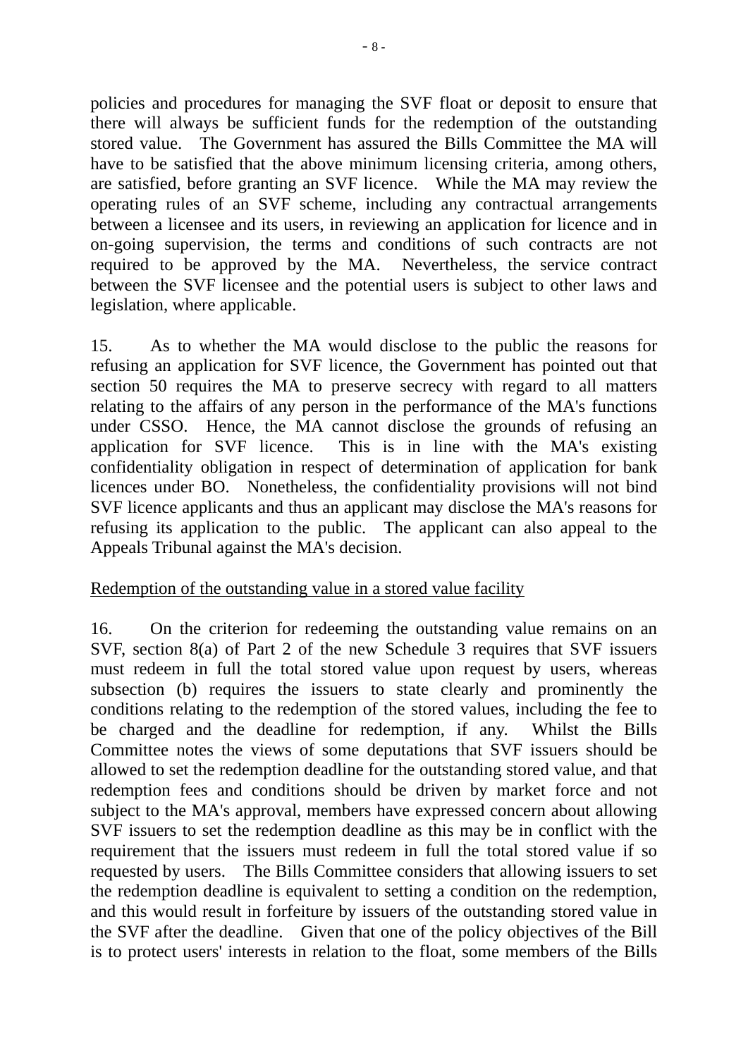policies and procedures for managing the SVF float or deposit to ensure that there will always be sufficient funds for the redemption of the outstanding stored value. The Government has assured the Bills Committee the MA will have to be satisfied that the above minimum licensing criteria, among others, are satisfied, before granting an SVF licence. While the MA may review the operating rules of an SVF scheme, including any contractual arrangements between a licensee and its users, in reviewing an application for licence and in on-going supervision, the terms and conditions of such contracts are not required to be approved by the MA. Nevertheless, the service contract between the SVF licensee and the potential users is subject to other laws and legislation, where applicable.

15. As to whether the MA would disclose to the public the reasons for refusing an application for SVF licence, the Government has pointed out that section 50 requires the MA to preserve secrecy with regard to all matters relating to the affairs of any person in the performance of the MA's functions under CSSO. Hence, the MA cannot disclose the grounds of refusing an application for SVF licence. This is in line with the MA's existing confidentiality obligation in respect of determination of application for bank licences under BO. Nonetheless, the confidentiality provisions will not bind SVF licence applicants and thus an applicant may disclose the MA's reasons for refusing its application to the public. The applicant can also appeal to the Appeals Tribunal against the MA's decision.

<u>Redemption of the outstanding value in a stored value facility</u>

16. On the criterion for redeeming the outstanding value remains on an SVF, section 8(a) of Part 2 of the new Schedule 3 requires that SVF issuers must redeem in full the total stored value upon request by users, whereas subsection (b) requires the issuers to state clearly and prominently the conditions relating to the redemption of the stored values, including the fee to be charged and the deadline for redemption, if any. Whilst the Bills Committee notes the views of some deputations that SVF issuers should be allowed to set the redemption deadline for the outstanding stored value, and that redemption fees and conditions should be driven by market force and not subject to the MA's approval, members have expressed concern about allowing SVF issuers to set the redemption deadline as this may be in conflict with the requirement that the issuers must redeem in full the total stored value if so requested by users. The Bills Committee considers that allowing issuers to set the redemption deadline is equivalent to setting a condition on the redemption, and this would result in forfeiture by issuers of the outstanding stored value in the SVF after the deadline. Given that one of the policy objectives of the Bill is to protect users' interests in relation to the float, some members of the Bills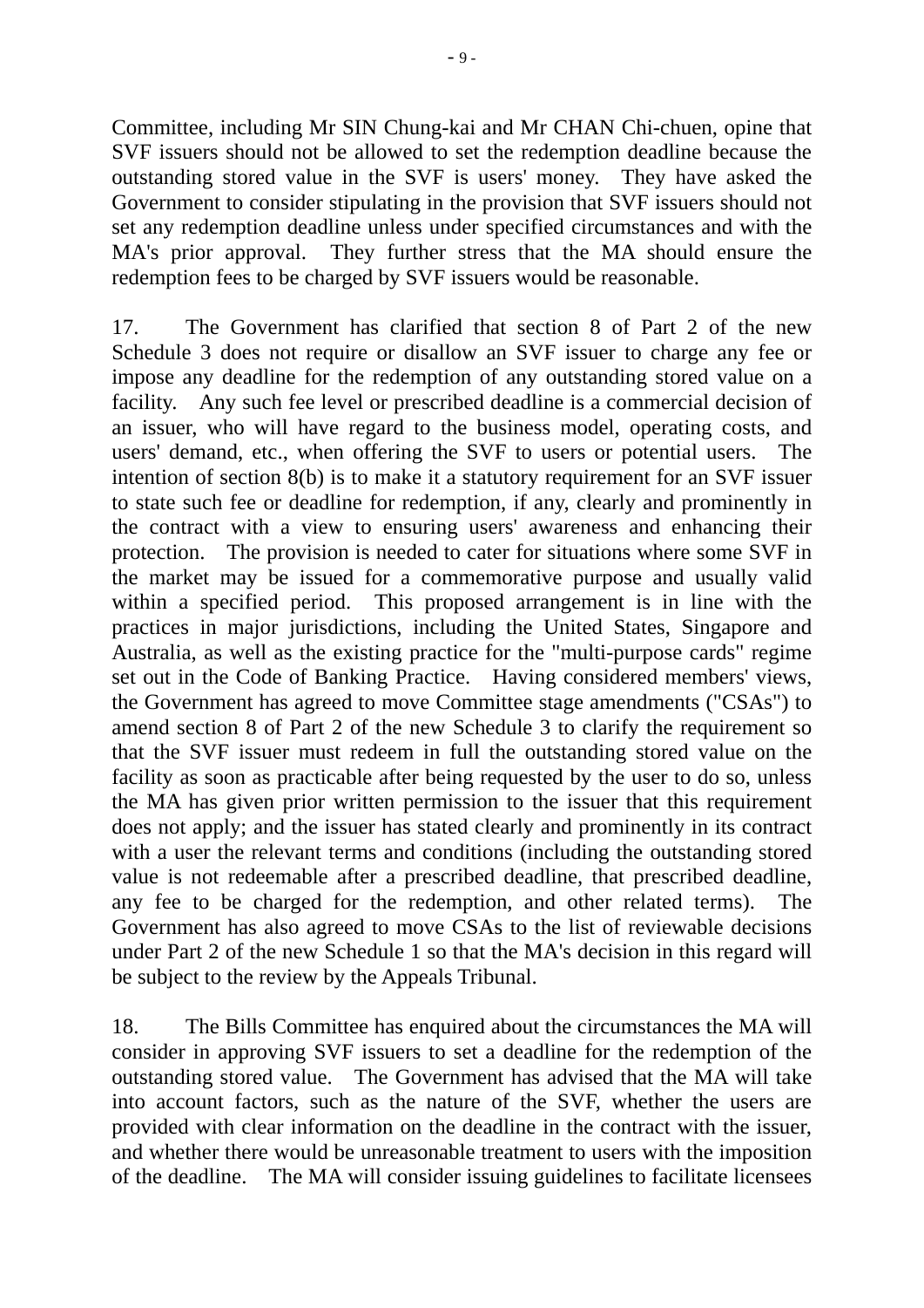Committee, including Mr SIN Chung-kai and Mr CHAN Chi-chuen, opine that SVF issuers should not be allowed to set the redemption deadline because the outstanding stored value in the SVF is users' money. They have asked the Government to consider stipulating in the provision that SVF issuers should not set any redemption deadline unless under specified circumstances and with the MA's prior approval. They further stress that the MA should ensure the redemption fees to be charged by SVF issuers would be reasonable.

17. The Government has clarified that section 8 of Part 2 of the new Schedule 3 does not require or disallow an SVF issuer to charge any fee or impose any deadline for the redemption of any outstanding stored value on a facility. Any such fee level or prescribed deadline is a commercial decision of an issuer, who will have regard to the business model, operating costs, and users' demand, etc., when offering the SVF to users or potential users. The intention of section 8(b) is to make it a statutory requirement for an SVF issuer to state such fee or deadline for redemption, if any, clearly and prominently in the contract with a view to ensuring users' awareness and enhancing their protection. The provision is needed to cater for situations where some SVF in the market may be issued for a commemorative purpose and usually valid within a specified period. This proposed arrangement is in line with the practices in major jurisdictions, including the United States, Singapore and Australia, as well as the existing practice for the "multi-purpose cards" regime set out in the Code of Banking Practice. Having considered members' views, the Government has agreed to move Committee stage amendments ("CSAs") to amend section 8 of Part 2 of the new Schedule 3 to clarify the requirement so that the SVF issuer must redeem in full the outstanding stored value on the facility as soon as practicable after being requested by the user to do so, unless the MA has given prior written permission to the issuer that this requirement does not apply; and the issuer has stated clearly and prominently in its contract with a user the relevant terms and conditions (including the outstanding stored value is not redeemable after a prescribed deadline, that prescribed deadline, any fee to be charged for the redemption, and other related terms). The Government has also agreed to move CSAs to the list of reviewable decisions under Part 2 of the new Schedule 1 so that the MA's decision in this regard will be subject to the review by the Appeals Tribunal.

18. The Bills Committee has enquired about the circumstances the MA will consider in approving SVF issuers to set a deadline for the redemption of the outstanding stored value. The Government has advised that the MA will take into account factors, such as the nature of the SVF, whether the users are provided with clear information on the deadline in the contract with the issuer, and whether there would be unreasonable treatment to users with the imposition of the deadline. The MA will consider issuing guidelines to facilitate licensees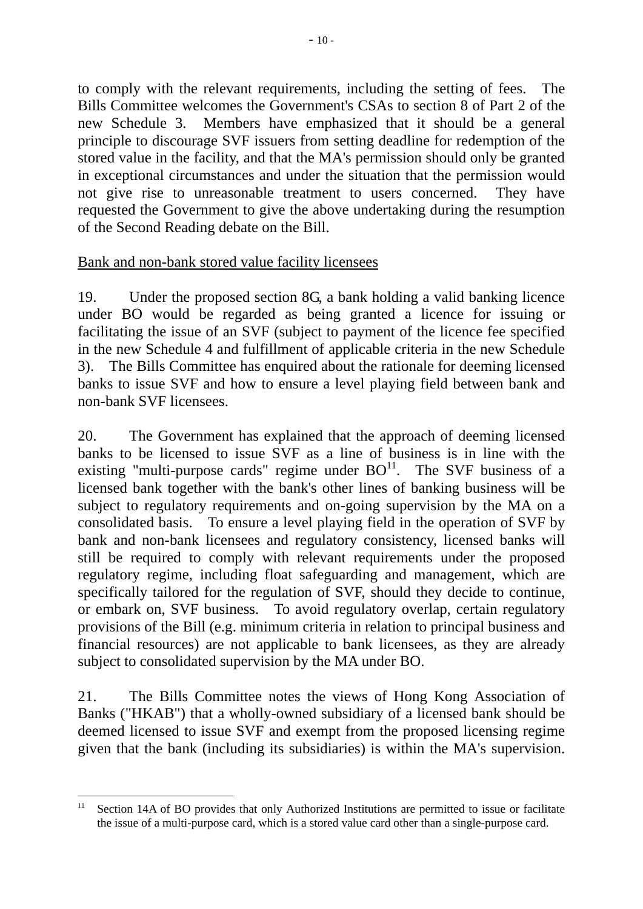to comply with the relevant requirements, including the setting of fees. The Bills Committee welcomes the Government's CSAs to section 8 of Part 2 of the new Schedule 3. Members have emphasized that it should be a general principle to discourage SVF issuers from setting deadline for redemption of the stored value in the facility, and that the MA's permission should only be granted in exceptional circumstances and under the situation that the permission would not give rise to unreasonable treatment to users concerned. They have requested the Government to give the above undertaking during the resumption of the Second Reading debate on the Bill.

<u>Bank and non-bank stored value facility licensees</u>

19. Under the proposed section 8G, a bank holding a valid banking licence under BO would be regarded as being granted a licence for issuing or facilitating the issue of an SVF (subject to payment of the licence fee specified in the new Schedule 4 and fulfillment of applicable criteria in the new Schedule 3). The Bills Committee has enquired about the rationale for deeming licensed banks to issue SVF and how to ensure a level playing field between bank and non-bank SVF licensees.

20. The Government has explained that the approach of deeming licensed banks to be licensed to issue SVF as a line of business is in line with the existing "multi-purpose cards" regime under BO[11]. The SVF business of a licensed bank together with the bank's other lines of banking business will be subject to regulatory requirements and on-going supervision by the MA on a consolidated basis. To ensure a level playing field in the operation of SVF by bank and non-bank licensees and regulatory consistency, licensed banks will still be required to comply with relevant requirements under the proposed regulatory regime, including float safeguarding and management, which are specifically tailored for the regulation of SVF, should they decide to continue, or embark on, SVF business. To avoid regulatory overlap, certain regulatory provisions of the Bill (e.g. minimum criteria in relation to principal business and financial resources) are not applicable to bank licensees, as they are already subject to consolidated supervision by the MA under BO.

21. The Bills Committee notes the views of Hong Kong Association of Banks ("HKAB") that a wholly-owned subsidiary of a licensed bank should be deemed licensed to issue SVF and exempt from the proposed licensing regime given that the bank (including its subsidiaries) is within the MA's supervision.

---

[11] Section 14A of BO provides that only Authorized Institutions are permitted to issue or facilitate the issue of a multi-purpose card, which is a stored value card other than a single-purpose card.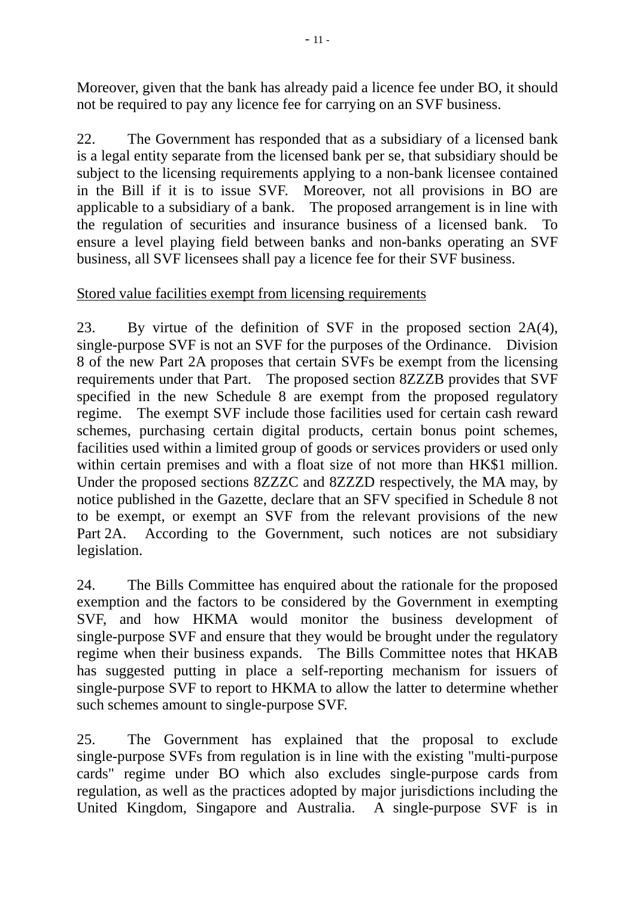Moreover, given that the bank has already paid a licence fee under BO, it should not be required to pay any licence fee for carrying on an SVF business.

22. The Government has responded that as a subsidiary of a licensed bank is a legal entity separate from the licensed bank per se, that subsidiary should be subject to the licensing requirements applying to a non-bank licensee contained in the Bill if it is to issue SVF. Moreover, not all provisions in BO are applicable to a subsidiary of a bank. The proposed arrangement is in line with the regulation of securities and insurance business of a licensed bank. To ensure a level playing field between banks and non-banks operating an SVF business, all SVF licensees shall pay a licence fee for their SVF business.

<u>Stored value facilities exempt from licensing requirements</u>

23. By virtue of the definition of SVF in the proposed section 2A(4), single-purpose SVF is not an SVF for the purposes of the Ordinance. Division 8 of the new Part 2A proposes that certain SVFs be exempt from the licensing requirements under that Part. The proposed section 8ZZZB provides that SVF specified in the new Schedule 8 are exempt from the proposed regulatory regime. The exempt SVF include those facilities used for certain cash reward schemes, purchasing certain digital products, certain bonus point schemes, facilities used within a limited group of goods or services providers or used only within certain premises and with a float size of not more than HK$1 million. Under the proposed sections 8ZZZC and 8ZZZD respectively, the MA may, by notice published in the Gazette, declare that an SFV specified in Schedule 8 not to be exempt, or exempt an SVF from the relevant provisions of the new Part 2A. According to the Government, such notices are not subsidiary legislation.

24. The Bills Committee has enquired about the rationale for the proposed exemption and the factors to be considered by the Government in exempting SVF, and how HKMA would monitor the business development of single-purpose SVF and ensure that they would be brought under the regulatory regime when their business expands. The Bills Committee notes that HKAB has suggested putting in place a self-reporting mechanism for issuers of single-purpose SVF to report to HKMA to allow the latter to determine whether such schemes amount to single-purpose SVF.

25. The Government has explained that the proposal to exclude single-purpose SVFs from regulation is in line with the existing "multi-purpose cards" regime under BO which also excludes single-purpose cards from regulation, as well as the practices adopted by major jurisdictions including the United Kingdom, Singapore and Australia. A single-purpose SVF is in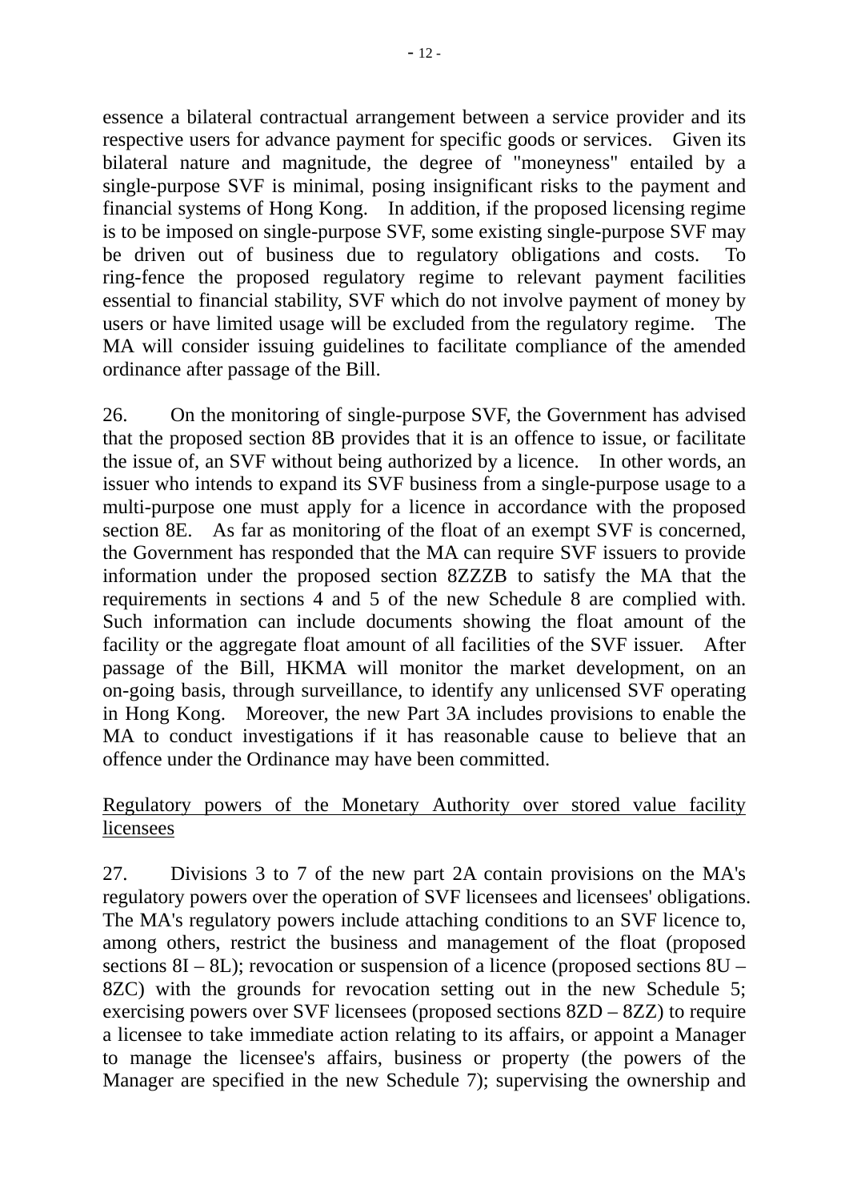essence a bilateral contractual arrangement between a service provider and its respective users for advance payment for specific goods or services. Given its bilateral nature and magnitude, the degree of "moneyness" entailed by a single-purpose SVF is minimal, posing insignificant risks to the payment and financial systems of Hong Kong. In addition, if the proposed licensing regime is to be imposed on single-purpose SVF, some existing single-purpose SVF may be driven out of business due to regulatory obligations and costs. To ring-fence the proposed regulatory regime to relevant payment facilities essential to financial stability, SVF which do not involve payment of money by users or have limited usage will be excluded from the regulatory regime. The MA will consider issuing guidelines to facilitate compliance of the amended ordinance after passage of the Bill.

26. On the monitoring of single-purpose SVF, the Government has advised that the proposed section 8B provides that it is an offence to issue, or facilitate the issue of, an SVF without being authorized by a licence. In other words, an issuer who intends to expand its SVF business from a single-purpose usage to a multi-purpose one must apply for a licence in accordance with the proposed section 8E. As far as monitoring of the float of an exempt SVF is concerned, the Government has responded that the MA can require SVF issuers to provide information under the proposed section 8ZZZB to satisfy the MA that the requirements in sections 4 and 5 of the new Schedule 8 are complied with. Such information can include documents showing the float amount of the facility or the aggregate float amount of all facilities of the SVF issuer. After passage of the Bill, HKMA will monitor the market development, on an on-going basis, through surveillance, to identify any unlicensed SVF operating in Hong Kong. Moreover, the new Part 3A includes provisions to enable the MA to conduct investigations if it has reasonable cause to believe that an offence under the Ordinance may have been committed.

Regulatory powers of the Monetary Authority over stored value facility licensees

27. Divisions 3 to 7 of the new part 2A contain provisions on the MA's regulatory powers over the operation of SVF licensees and licensees' obligations. The MA's regulatory powers include attaching conditions to an SVF licence to, among others, restrict the business and management of the float (proposed sections 8I – 8L); revocation or suspension of a licence (proposed sections 8U – 8ZC) with the grounds for revocation setting out in the new Schedule 5; exercising powers over SVF licensees (proposed sections 8ZD – 8ZZ) to require a licensee to take immediate action relating to its affairs, or appoint a Manager to manage the licensee's affairs, business or property (the powers of the Manager are specified in the new Schedule 7); supervising the ownership and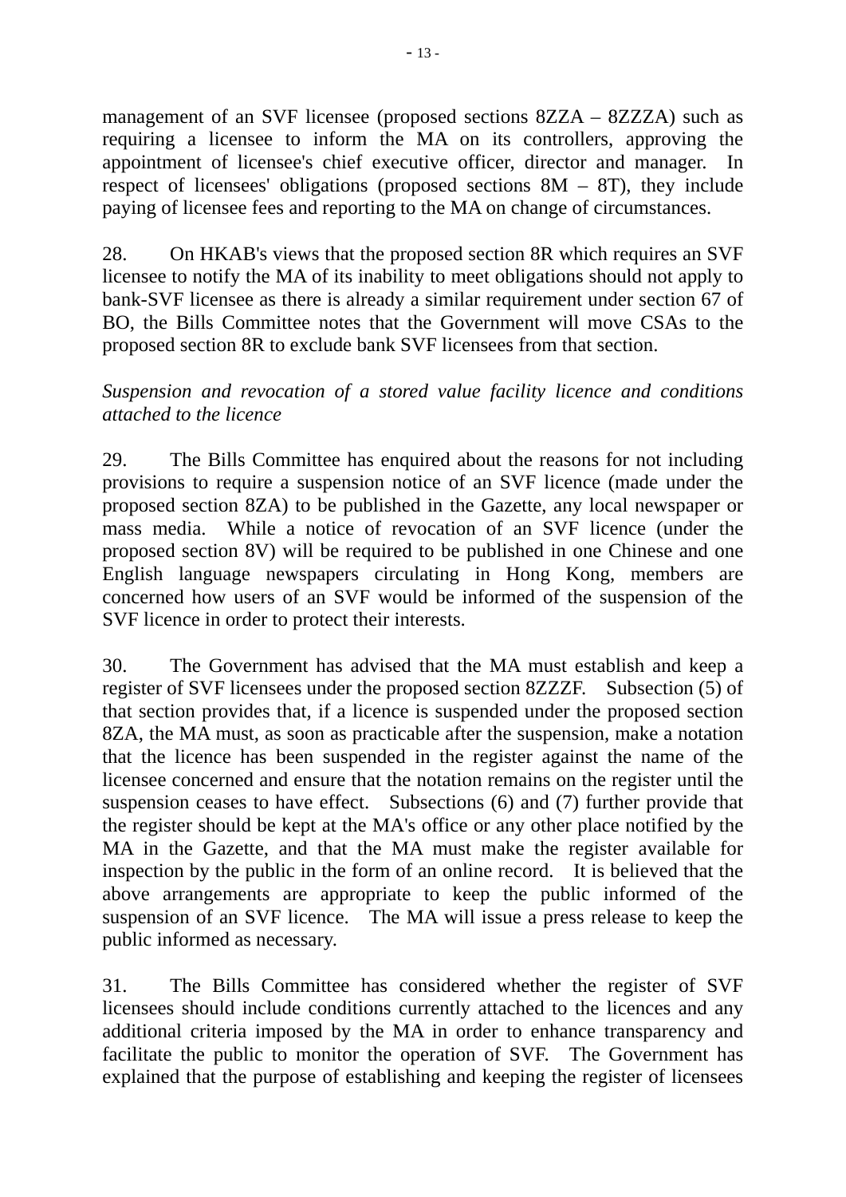management of an SVF licensee (proposed sections 8ZZA – 8ZZZA) such as requiring a licensee to inform the MA on its controllers, approving the appointment of licensee's chief executive officer, director and manager. In respect of licensees' obligations (proposed sections 8M – 8T), they include paying of licensee fees and reporting to the MA on change of circumstances.

28. On HKAB's views that the proposed section 8R which requires an SVF licensee to notify the MA of its inability to meet obligations should not apply to bank-SVF licensee as there is already a similar requirement under section 67 of BO, the Bills Committee notes that the Government will move CSAs to the proposed section 8R to exclude bank SVF licensees from that section.

*Suspension and revocation of a stored value facility licence and conditions attached to the licence*

29. The Bills Committee has enquired about the reasons for not including provisions to require a suspension notice of an SVF licence (made under the proposed section 8ZA) to be published in the Gazette, any local newspaper or mass media. While a notice of revocation of an SVF licence (under the proposed section 8V) will be required to be published in one Chinese and one English language newspapers circulating in Hong Kong, members are concerned how users of an SVF would be informed of the suspension of the SVF licence in order to protect their interests.

30. The Government has advised that the MA must establish and keep a register of SVF licensees under the proposed section 8ZZZF. Subsection (5) of that section provides that, if a licence is suspended under the proposed section 8ZA, the MA must, as soon as practicable after the suspension, make a notation that the licence has been suspended in the register against the name of the licensee concerned and ensure that the notation remains on the register until the suspension ceases to have effect. Subsections (6) and (7) further provide that the register should be kept at the MA's office or any other place notified by the MA in the Gazette, and that the MA must make the register available for inspection by the public in the form of an online record. It is believed that the above arrangements are appropriate to keep the public informed of the suspension of an SVF licence. The MA will issue a press release to keep the public informed as necessary.

31. The Bills Committee has considered whether the register of SVF licensees should include conditions currently attached to the licences and any additional criteria imposed by the MA in order to enhance transparency and facilitate the public to monitor the operation of SVF. The Government has explained that the purpose of establishing and keeping the register of licensees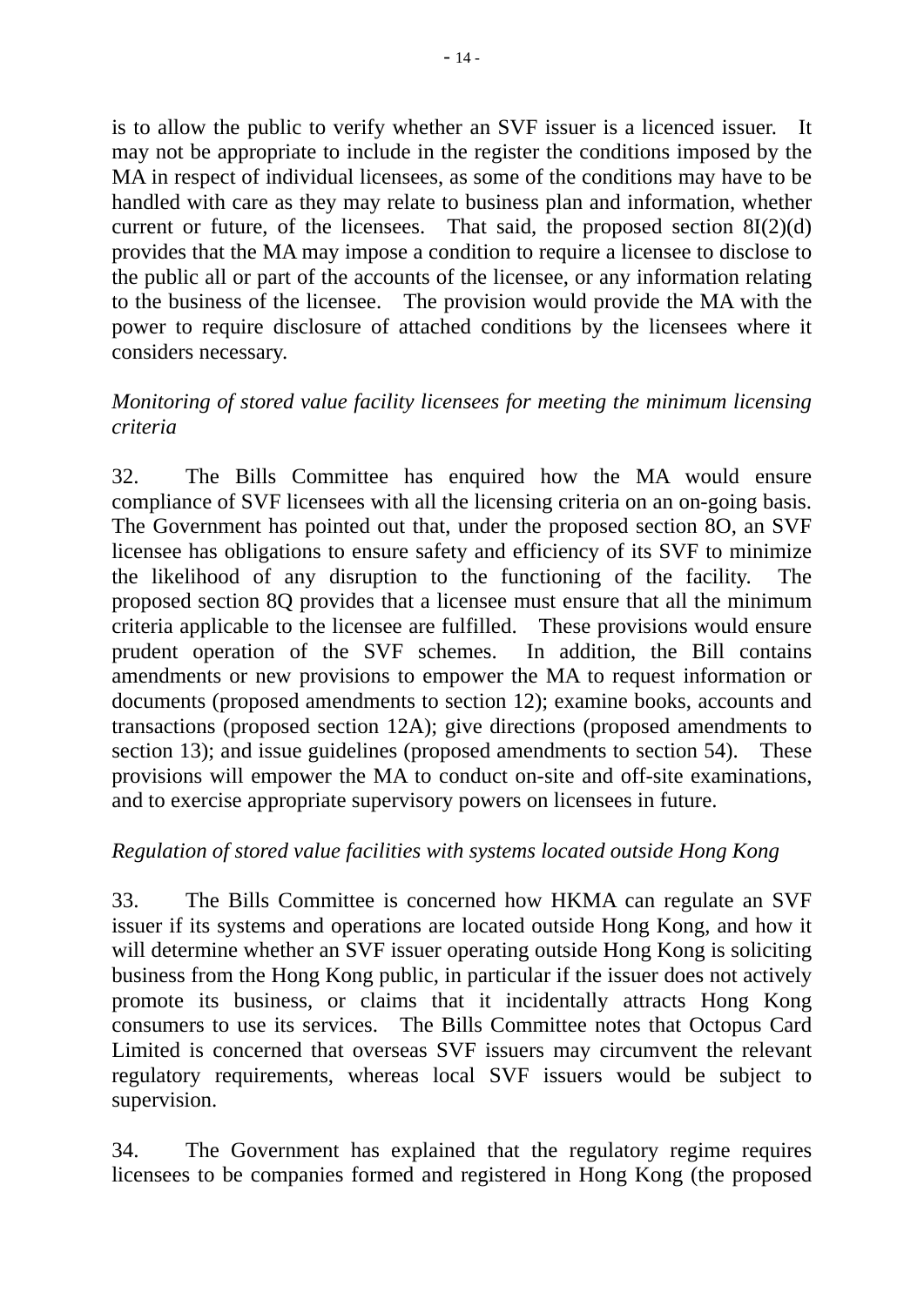is to allow the public to verify whether an SVF issuer is a licenced issuer. It may not be appropriate to include in the register the conditions imposed by the MA in respect of individual licensees, as some of the conditions may have to be handled with care as they may relate to business plan and information, whether current or future, of the licensees. That said, the proposed section 8I(2)(d) provides that the MA may impose a condition to require a licensee to disclose to the public all or part of the accounts of the licensee, or any information relating to the business of the licensee. The provision would provide the MA with the power to require disclosure of attached conditions by the licensees where it considers necessary.

*Monitoring of stored value facility licensees for meeting the minimum licensing criteria*

32. The Bills Committee has enquired how the MA would ensure compliance of SVF licensees with all the licensing criteria on an on-going basis. The Government has pointed out that, under the proposed section 8O, an SVF licensee has obligations to ensure safety and efficiency of its SVF to minimize the likelihood of any disruption to the functioning of the facility. The proposed section 8Q provides that a licensee must ensure that all the minimum criteria applicable to the licensee are fulfilled. These provisions would ensure prudent operation of the SVF schemes. In addition, the Bill contains amendments or new provisions to empower the MA to request information or documents (proposed amendments to section 12); examine books, accounts and transactions (proposed section 12A); give directions (proposed amendments to section 13); and issue guidelines (proposed amendments to section 54). These provisions will empower the MA to conduct on-site and off-site examinations, and to exercise appropriate supervisory powers on licensees in future.

*Regulation of stored value facilities with systems located outside Hong Kong*

33. The Bills Committee is concerned how HKMA can regulate an SVF issuer if its systems and operations are located outside Hong Kong, and how it will determine whether an SVF issuer operating outside Hong Kong is soliciting business from the Hong Kong public, in particular if the issuer does not actively promote its business, or claims that it incidentally attracts Hong Kong consumers to use its services. The Bills Committee notes that Octopus Card Limited is concerned that overseas SVF issuers may circumvent the relevant regulatory requirements, whereas local SVF issuers would be subject to supervision.

34. The Government has explained that the regulatory regime requires licensees to be companies formed and registered in Hong Kong (the proposed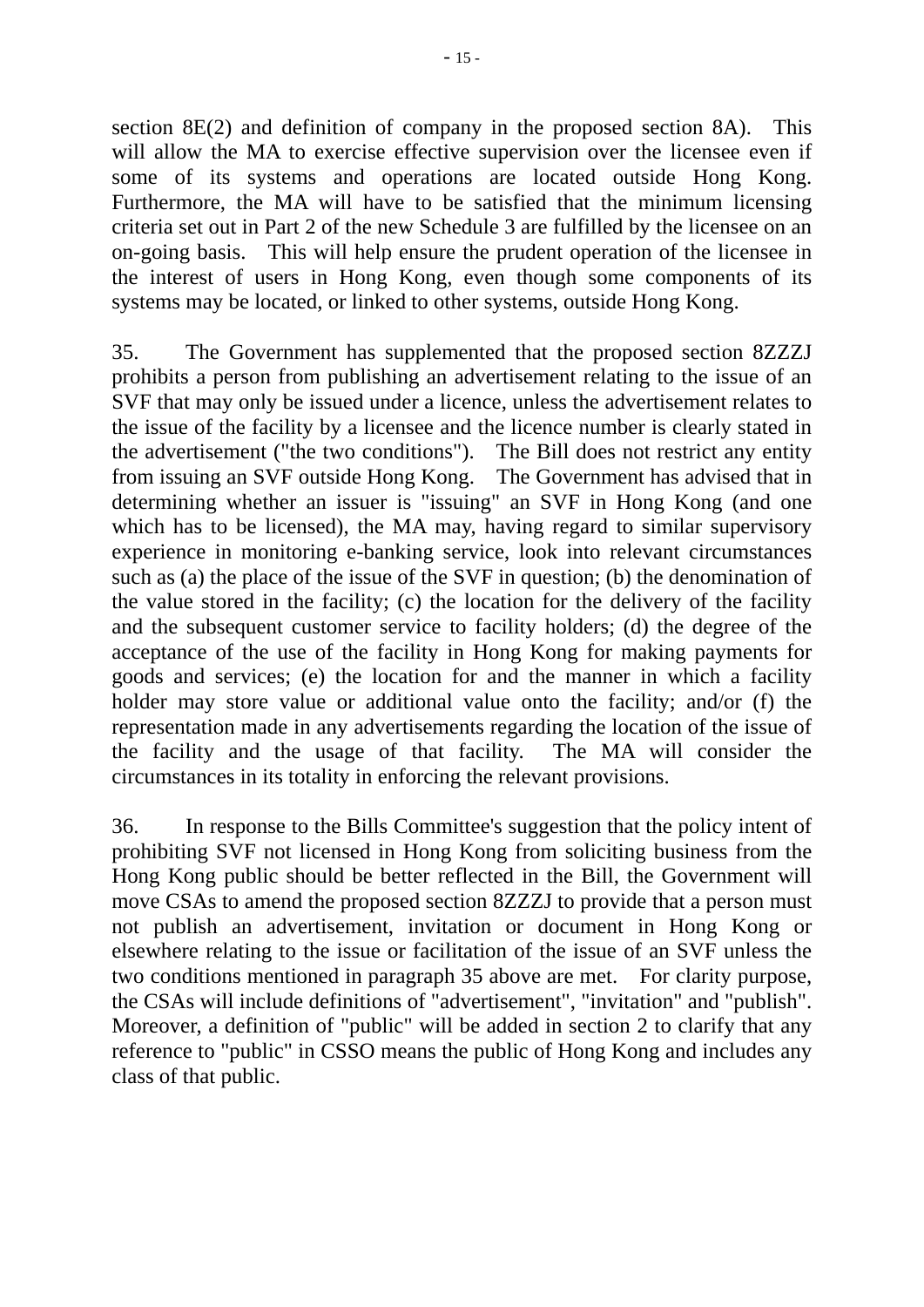section 8E(2) and definition of company in the proposed section 8A). This will allow the MA to exercise effective supervision over the licensee even if some of its systems and operations are located outside Hong Kong. Furthermore, the MA will have to be satisfied that the minimum licensing criteria set out in Part 2 of the new Schedule 3 are fulfilled by the licensee on an on-going basis. This will help ensure the prudent operation of the licensee in the interest of users in Hong Kong, even though some components of its systems may be located, or linked to other systems, outside Hong Kong.

35. The Government has supplemented that the proposed section 8ZZZJ prohibits a person from publishing an advertisement relating to the issue of an SVF that may only be issued under a licence, unless the advertisement relates to the issue of the facility by a licensee and the licence number is clearly stated in the advertisement ("the two conditions"). The Bill does not restrict any entity from issuing an SVF outside Hong Kong. The Government has advised that in determining whether an issuer is "issuing" an SVF in Hong Kong (and one which has to be licensed), the MA may, having regard to similar supervisory experience in monitoring e-banking service, look into relevant circumstances such as (a) the place of the issue of the SVF in question; (b) the denomination of the value stored in the facility; (c) the location for the delivery of the facility and the subsequent customer service to facility holders; (d) the degree of the acceptance of the use of the facility in Hong Kong for making payments for goods and services; (e) the location for and the manner in which a facility holder may store value or additional value onto the facility; and/or (f) the representation made in any advertisements regarding the location of the issue of the facility and the usage of that facility. The MA will consider the circumstances in its totality in enforcing the relevant provisions.

36. In response to the Bills Committee's suggestion that the policy intent of prohibiting SVF not licensed in Hong Kong from soliciting business from the Hong Kong public should be better reflected in the Bill, the Government will move CSAs to amend the proposed section 8ZZZJ to provide that a person must not publish an advertisement, invitation or document in Hong Kong or elsewhere relating to the issue or facilitation of the issue of an SVF unless the two conditions mentioned in paragraph 35 above are met. For clarity purpose, the CSAs will include definitions of "advertisement", "invitation" and "publish". Moreover, a definition of "public" will be added in section 2 to clarify that any reference to "public" in CSSO means the public of Hong Kong and includes any class of that public.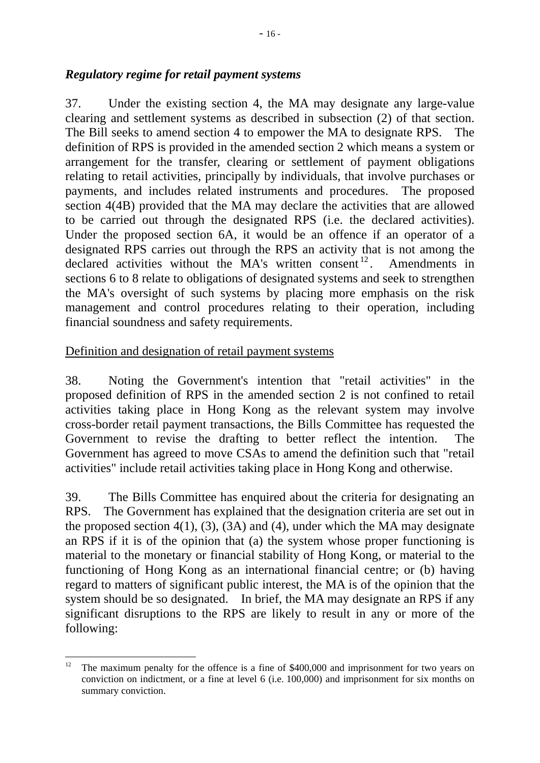### *Regulatory regime for retail payment systems*

37. Under the existing section 4, the MA may designate any large-value clearing and settlement systems as described in subsection (2) of that section. The Bill seeks to amend section 4 to empower the MA to designate RPS. The definition of RPS is provided in the amended section 2 which means a system or arrangement for the transfer, clearing or settlement of payment obligations relating to retail activities, principally by individuals, that involve purchases or payments, and includes related instruments and procedures. The proposed section 4(4B) provided that the MA may declare the activities that are allowed to be carried out through the designated RPS (i.e. the declared activities). Under the proposed section 6A, it would be an offence if an operator of a designated RPS carries out through the RPS an activity that is not among the declared activities without the MA's written consent[12]. Amendments in sections 6 to 8 relate to obligations of designated systems and seek to strengthen the MA's oversight of such systems by placing more emphasis on the risk management and control procedures relating to their operation, including financial soundness and safety requirements.

Definition and designation of retail payment systems

38. Noting the Government's intention that "retail activities" in the proposed definition of RPS in the amended section 2 is not confined to retail activities taking place in Hong Kong as the relevant system may involve cross-border retail payment transactions, the Bills Committee has requested the Government to revise the drafting to better reflect the intention. The Government has agreed to move CSAs to amend the definition such that "retail activities" include retail activities taking place in Hong Kong and otherwise.

39. The Bills Committee has enquired about the criteria for designating an RPS. The Government has explained that the designation criteria are set out in the proposed section 4(1), (3), (3A) and (4), under which the MA may designate an RPS if it is of the opinion that (a) the system whose proper functioning is material to the monetary or financial stability of Hong Kong, or material to the functioning of Hong Kong as an international financial centre; or (b) having regard to matters of significant public interest, the MA is of the opinion that the system should be so designated. In brief, the MA may designate an RPS if any significant disruptions to the RPS are likely to result in any or more of the following:

---

[12] The maximum penalty for the offence is a fine of $400,000 and imprisonment for two years on conviction on indictment, or a fine at level 6 (i.e. 100,000) and imprisonment for six months on summary conviction.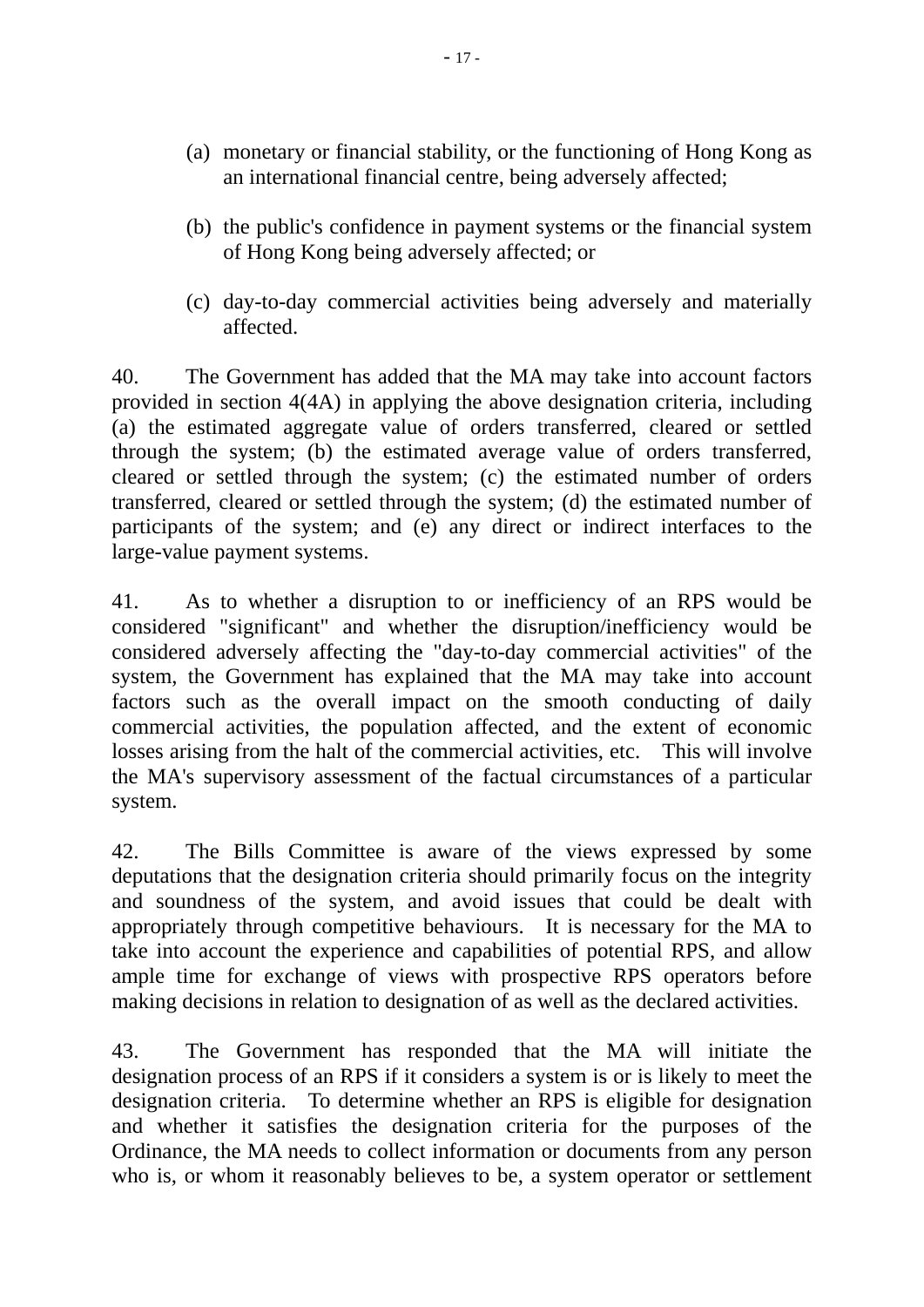(a) monetary or financial stability, or the functioning of Hong Kong as an international financial centre, being adversely affected;

(b) the public's confidence in payment systems or the financial system of Hong Kong being adversely affected; or

(c) day-to-day commercial activities being adversely and materially affected.

40. The Government has added that the MA may take into account factors provided in section 4(4A) in applying the above designation criteria, including (a) the estimated aggregate value of orders transferred, cleared or settled through the system; (b) the estimated average value of orders transferred, cleared or settled through the system; (c) the estimated number of orders transferred, cleared or settled through the system; (d) the estimated number of participants of the system; and (e) any direct or indirect interfaces to the large-value payment systems.

41. As to whether a disruption to or inefficiency of an RPS would be considered "significant" and whether the disruption/inefficiency would be considered adversely affecting the "day-to-day commercial activities" of the system, the Government has explained that the MA may take into account factors such as the overall impact on the smooth conducting of daily commercial activities, the population affected, and the extent of economic losses arising from the halt of the commercial activities, etc. This will involve the MA's supervisory assessment of the factual circumstances of a particular system.

42. The Bills Committee is aware of the views expressed by some deputations that the designation criteria should primarily focus on the integrity and soundness of the system, and avoid issues that could be dealt with appropriately through competitive behaviours. It is necessary for the MA to take into account the experience and capabilities of potential RPS, and allow ample time for exchange of views with prospective RPS operators before making decisions in relation to designation of as well as the declared activities.

43. The Government has responded that the MA will initiate the designation process of an RPS if it considers a system is or is likely to meet the designation criteria. To determine whether an RPS is eligible for designation and whether it satisfies the designation criteria for the purposes of the Ordinance, the MA needs to collect information or documents from any person who is, or whom it reasonably believes to be, a system operator or settlement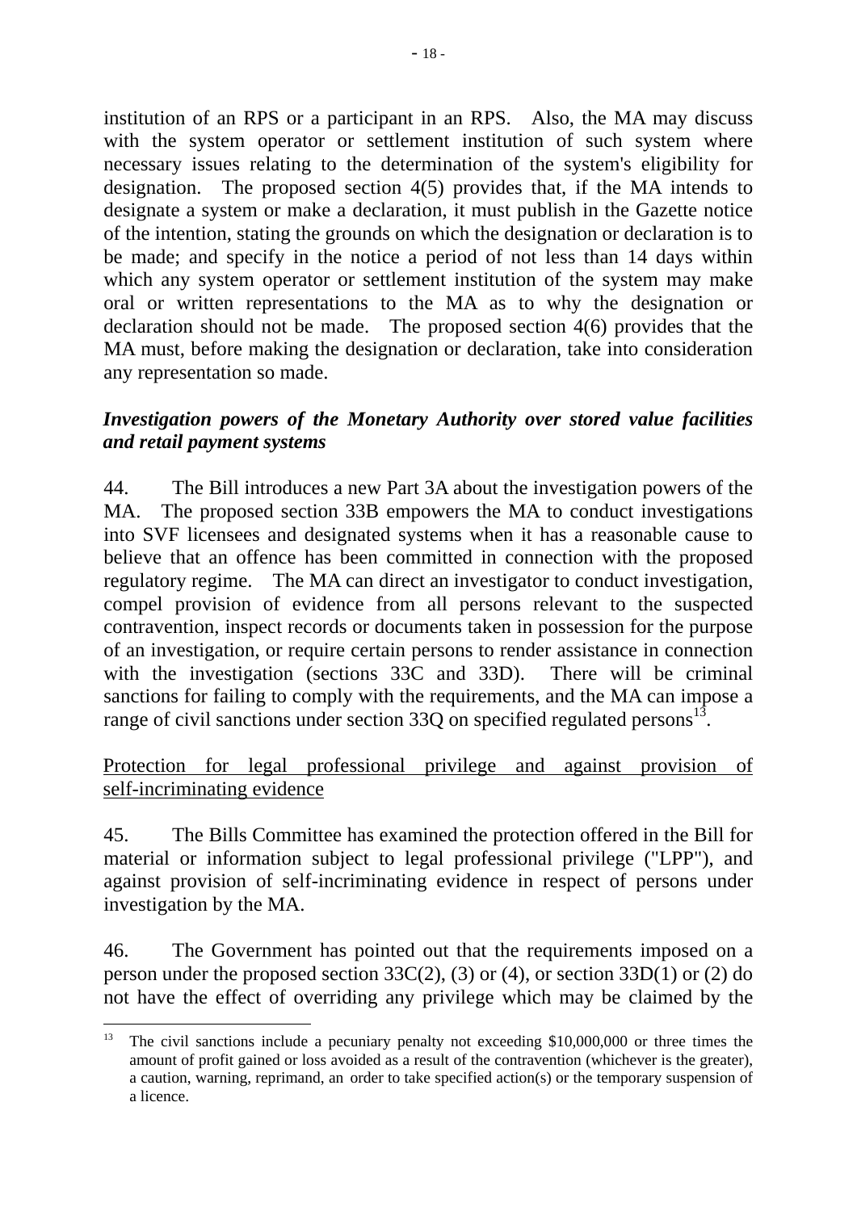institution of an RPS or a participant in an RPS. Also, the MA may discuss with the system operator or settlement institution of such system where necessary issues relating to the determination of the system's eligibility for designation. The proposed section 4(5) provides that, if the MA intends to designate a system or make a declaration, it must publish in the Gazette notice of the intention, stating the grounds on which the designation or declaration is to be made; and specify in the notice a period of not less than 14 days within which any system operator or settlement institution of the system may make oral or written representations to the MA as to why the designation or declaration should not be made. The proposed section 4(6) provides that the MA must, before making the designation or declaration, take into consideration any representation so made.

***Investigation powers of the Monetary Authority over stored value facilities and retail payment systems***

44. The Bill introduces a new Part 3A about the investigation powers of the MA. The proposed section 33B empowers the MA to conduct investigations into SVF licensees and designated systems when it has a reasonable cause to believe that an offence has been committed in connection with the proposed regulatory regime. The MA can direct an investigator to conduct investigation, compel provision of evidence from all persons relevant to the suspected contravention, inspect records or documents taken in possession for the purpose of an investigation, or require certain persons to render assistance in connection with the investigation (sections 33C and 33D). There will be criminal sanctions for failing to comply with the requirements, and the MA can impose a range of civil sanctions under section 33Q on specified regulated persons[13].

<u>Protection for legal professional privilege and against provision of self-incriminating evidence</u>

45. The Bills Committee has examined the protection offered in the Bill for material or information subject to legal professional privilege ("LPP"), and against provision of self-incriminating evidence in respect of persons under investigation by the MA.

46. The Government has pointed out that the requirements imposed on a person under the proposed section 33C(2), (3) or (4), or section 33D(1) or (2) do not have the effect of overriding any privilege which may be claimed by the

---

[13] The civil sanctions include a pecuniary penalty not exceeding $10,000,000 or three times the amount of profit gained or loss avoided as a result of the contravention (whichever is the greater), a caution, warning, reprimand, an order to take specified action(s) or the temporary suspension of a licence.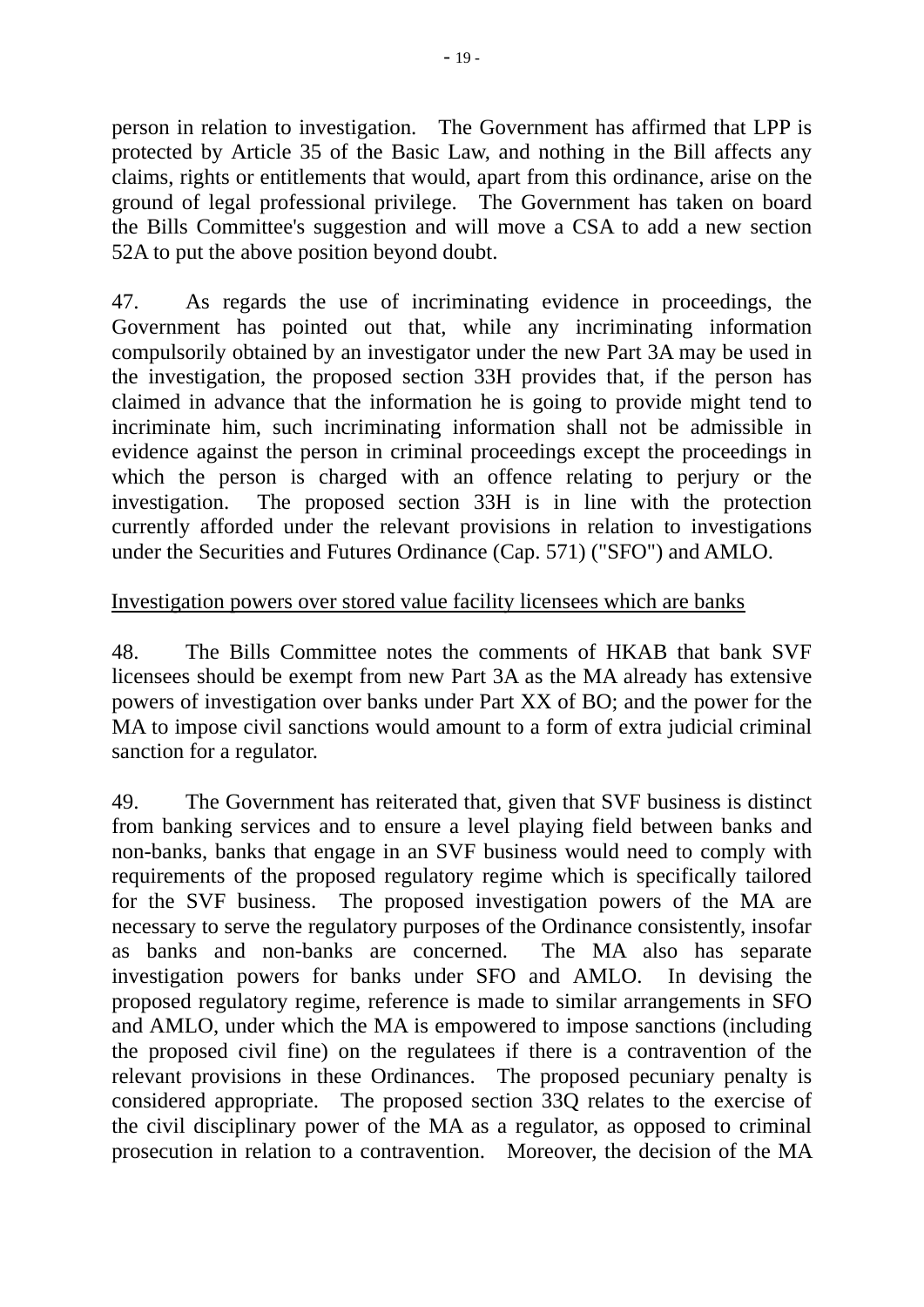person in relation to investigation. The Government has affirmed that LPP is protected by Article 35 of the Basic Law, and nothing in the Bill affects any claims, rights or entitlements that would, apart from this ordinance, arise on the ground of legal professional privilege. The Government has taken on board the Bills Committee's suggestion and will move a CSA to add a new section 52A to put the above position beyond doubt.

47. As regards the use of incriminating evidence in proceedings, the Government has pointed out that, while any incriminating information compulsorily obtained by an investigator under the new Part 3A may be used in the investigation, the proposed section 33H provides that, if the person has claimed in advance that the information he is going to provide might tend to incriminate him, such incriminating information shall not be admissible in evidence against the person in criminal proceedings except the proceedings in which the person is charged with an offence relating to perjury or the investigation. The proposed section 33H is in line with the protection currently afforded under the relevant provisions in relation to investigations under the Securities and Futures Ordinance (Cap. 571) ("SFO") and AMLO.

<u>Investigation powers over stored value facility licensees which are banks</u>

48. The Bills Committee notes the comments of HKAB that bank SVF licensees should be exempt from new Part 3A as the MA already has extensive powers of investigation over banks under Part XX of BO; and the power for the MA to impose civil sanctions would amount to a form of extra judicial criminal sanction for a regulator.

49. The Government has reiterated that, given that SVF business is distinct from banking services and to ensure a level playing field between banks and non-banks, banks that engage in an SVF business would need to comply with requirements of the proposed regulatory regime which is specifically tailored for the SVF business. The proposed investigation powers of the MA are necessary to serve the regulatory purposes of the Ordinance consistently, insofar as banks and non-banks are concerned. The MA also has separate investigation powers for banks under SFO and AMLO. In devising the proposed regulatory regime, reference is made to similar arrangements in SFO and AMLO, under which the MA is empowered to impose sanctions (including the proposed civil fine) on the regulatees if there is a contravention of the relevant provisions in these Ordinances. The proposed pecuniary penalty is considered appropriate. The proposed section 33Q relates to the exercise of the civil disciplinary power of the MA as a regulator, as opposed to criminal prosecution in relation to a contravention. Moreover, the decision of the MA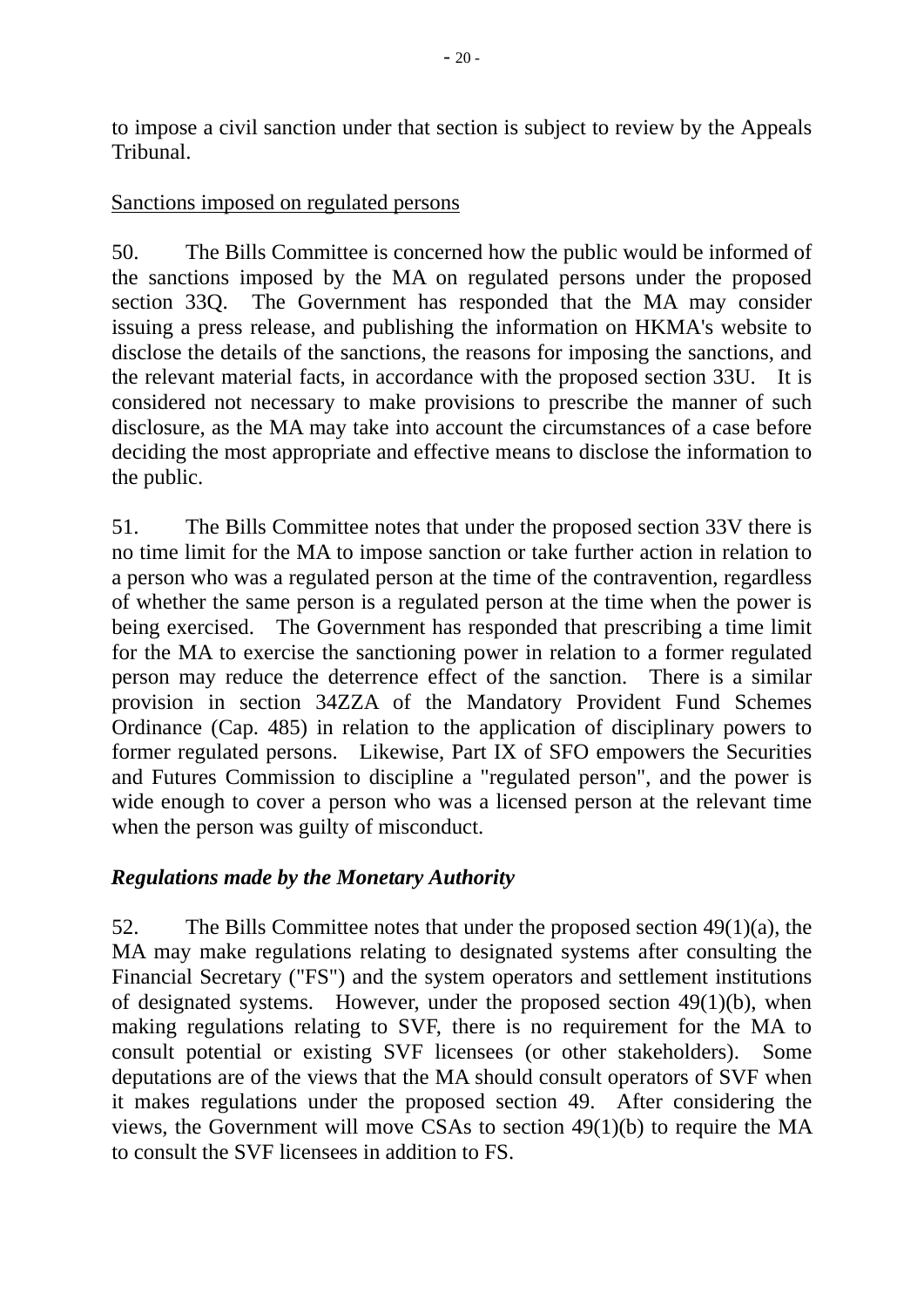to impose a civil sanction under that section is subject to review by the Appeals Tribunal.

Sanctions imposed on regulated persons

50. The Bills Committee is concerned how the public would be informed of the sanctions imposed by the MA on regulated persons under the proposed section 33Q. The Government has responded that the MA may consider issuing a press release, and publishing the information on HKMA's website to disclose the details of the sanctions, the reasons for imposing the sanctions, and the relevant material facts, in accordance with the proposed section 33U. It is considered not necessary to make provisions to prescribe the manner of such disclosure, as the MA may take into account the circumstances of a case before deciding the most appropriate and effective means to disclose the information to the public.

51. The Bills Committee notes that under the proposed section 33V there is no time limit for the MA to impose sanction or take further action in relation to a person who was a regulated person at the time of the contravention, regardless of whether the same person is a regulated person at the time when the power is being exercised. The Government has responded that prescribing a time limit for the MA to exercise the sanctioning power in relation to a former regulated person may reduce the deterrence effect of the sanction. There is a similar provision in section 34ZZA of the Mandatory Provident Fund Schemes Ordinance (Cap. 485) in relation to the application of disciplinary powers to former regulated persons. Likewise, Part IX of SFO empowers the Securities and Futures Commission to discipline a "regulated person", and the power is wide enough to cover a person who was a licensed person at the relevant time when the person was guilty of misconduct.

***Regulations made by the Monetary Authority***

52. The Bills Committee notes that under the proposed section 49(1)(a), the MA may make regulations relating to designated systems after consulting the Financial Secretary ("FS") and the system operators and settlement institutions of designated systems. However, under the proposed section 49(1)(b), when making regulations relating to SVF, there is no requirement for the MA to consult potential or existing SVF licensees (or other stakeholders). Some deputations are of the views that the MA should consult operators of SVF when it makes regulations under the proposed section 49. After considering the views, the Government will move CSAs to section 49(1)(b) to require the MA to consult the SVF licensees in addition to FS.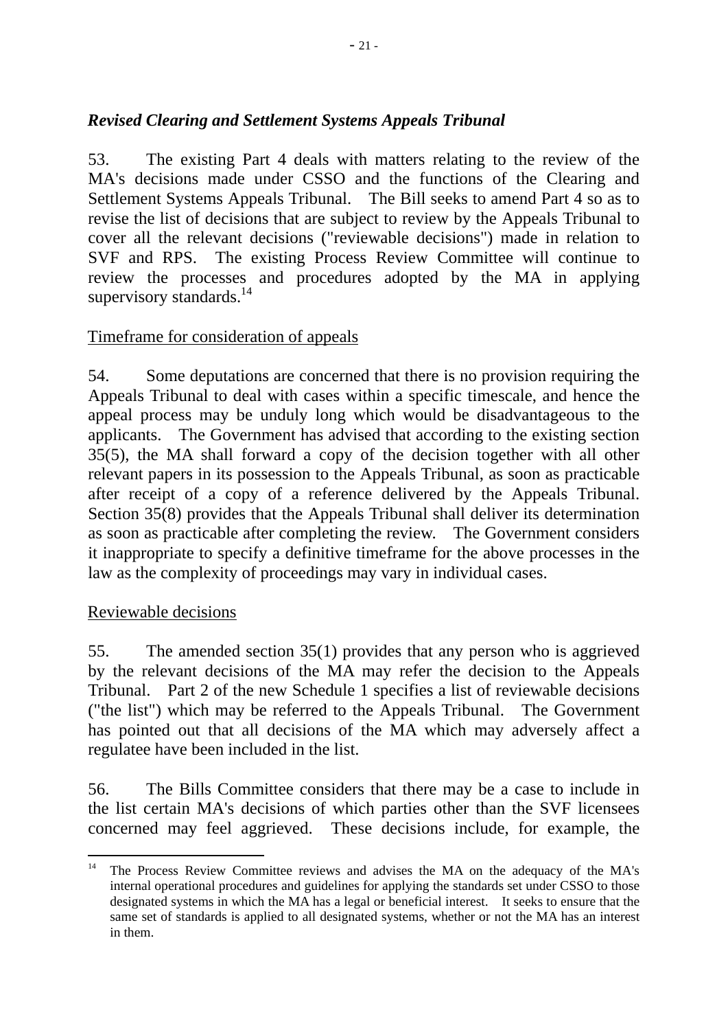*Revised Clearing and Settlement Systems Appeals Tribunal*

53. The existing Part 4 deals with matters relating to the review of the MA's decisions made under CSSO and the functions of the Clearing and Settlement Systems Appeals Tribunal. The Bill seeks to amend Part 4 so as to revise the list of decisions that are subject to review by the Appeals Tribunal to cover all the relevant decisions ("reviewable decisions") made in relation to SVF and RPS. The existing Process Review Committee will continue to review the processes and procedures adopted by the MA in applying supervisory standards.[14]

<u>Timeframe for consideration of appeals</u>

54. Some deputations are concerned that there is no provision requiring the Appeals Tribunal to deal with cases within a specific timescale, and hence the appeal process may be unduly long which would be disadvantageous to the applicants. The Government has advised that according to the existing section 35(5), the MA shall forward a copy of the decision together with all other relevant papers in its possession to the Appeals Tribunal, as soon as practicable after receipt of a copy of a reference delivered by the Appeals Tribunal. Section 35(8) provides that the Appeals Tribunal shall deliver its determination as soon as practicable after completing the review. The Government considers it inappropriate to specify a definitive timeframe for the above processes in the law as the complexity of proceedings may vary in individual cases.

<u>Reviewable decisions</u>

55. The amended section 35(1) provides that any person who is aggrieved by the relevant decisions of the MA may refer the decision to the Appeals Tribunal. Part 2 of the new Schedule 1 specifies a list of reviewable decisions ("the list") which may be referred to the Appeals Tribunal. The Government has pointed out that all decisions of the MA which may adversely affect a regulatee have been included in the list.

56. The Bills Committee considers that there may be a case to include in the list certain MA's decisions of which parties other than the SVF licensees concerned may feel aggrieved. These decisions include, for example, the

---

[14] The Process Review Committee reviews and advises the MA on the adequacy of the MA's internal operational procedures and guidelines for applying the standards set under CSSO to those designated systems in which the MA has a legal or beneficial interest. It seeks to ensure that the same set of standards is applied to all designated systems, whether or not the MA has an interest in them.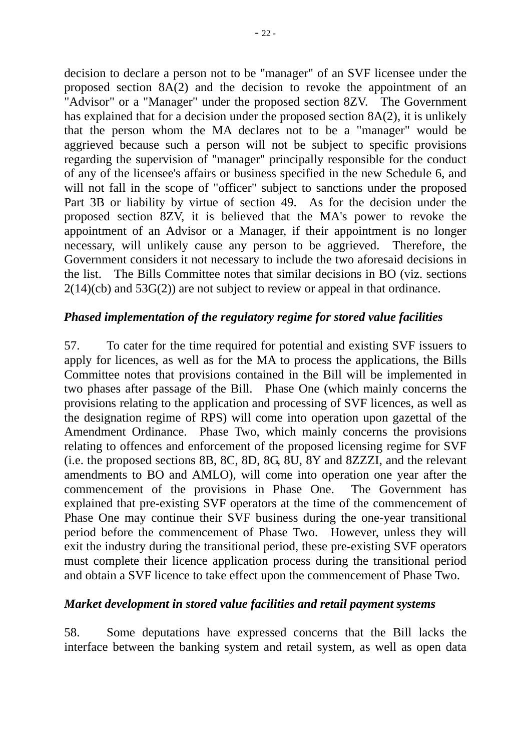decision to declare a person not to be "manager" of an SVF licensee under the proposed section 8A(2) and the decision to revoke the appointment of an "Advisor" or a "Manager" under the proposed section 8ZV. The Government has explained that for a decision under the proposed section 8A(2), it is unlikely that the person whom the MA declares not to be a "manager" would be aggrieved because such a person will not be subject to specific provisions regarding the supervision of "manager" principally responsible for the conduct of any of the licensee's affairs or business specified in the new Schedule 6, and will not fall in the scope of "officer" subject to sanctions under the proposed Part 3B or liability by virtue of section 49. As for the decision under the proposed section 8ZV, it is believed that the MA's power to revoke the appointment of an Advisor or a Manager, if their appointment is no longer necessary, will unlikely cause any person to be aggrieved. Therefore, the Government considers it not necessary to include the two aforesaid decisions in the list. The Bills Committee notes that similar decisions in BO (viz. sections 2(14)(cb) and 53G(2)) are not subject to review or appeal in that ordinance.

***Phased implementation of the regulatory regime for stored value facilities***

57. To cater for the time required for potential and existing SVF issuers to apply for licences, as well as for the MA to process the applications, the Bills Committee notes that provisions contained in the Bill will be implemented in two phases after passage of the Bill. Phase One (which mainly concerns the provisions relating to the application and processing of SVF licences, as well as the designation regime of RPS) will come into operation upon gazettal of the Amendment Ordinance. Phase Two, which mainly concerns the provisions relating to offences and enforcement of the proposed licensing regime for SVF (i.e. the proposed sections 8B, 8C, 8D, 8G, 8U, 8Y and 8ZZZI, and the relevant amendments to BO and AMLO), will come into operation one year after the commencement of the provisions in Phase One. The Government has explained that pre-existing SVF operators at the time of the commencement of Phase One may continue their SVF business during the one-year transitional period before the commencement of Phase Two. However, unless they will exit the industry during the transitional period, these pre-existing SVF operators must complete their licence application process during the transitional period and obtain a SVF licence to take effect upon the commencement of Phase Two.

***Market development in stored value facilities and retail payment systems***

58. Some deputations have expressed concerns that the Bill lacks the interface between the banking system and retail system, as well as open data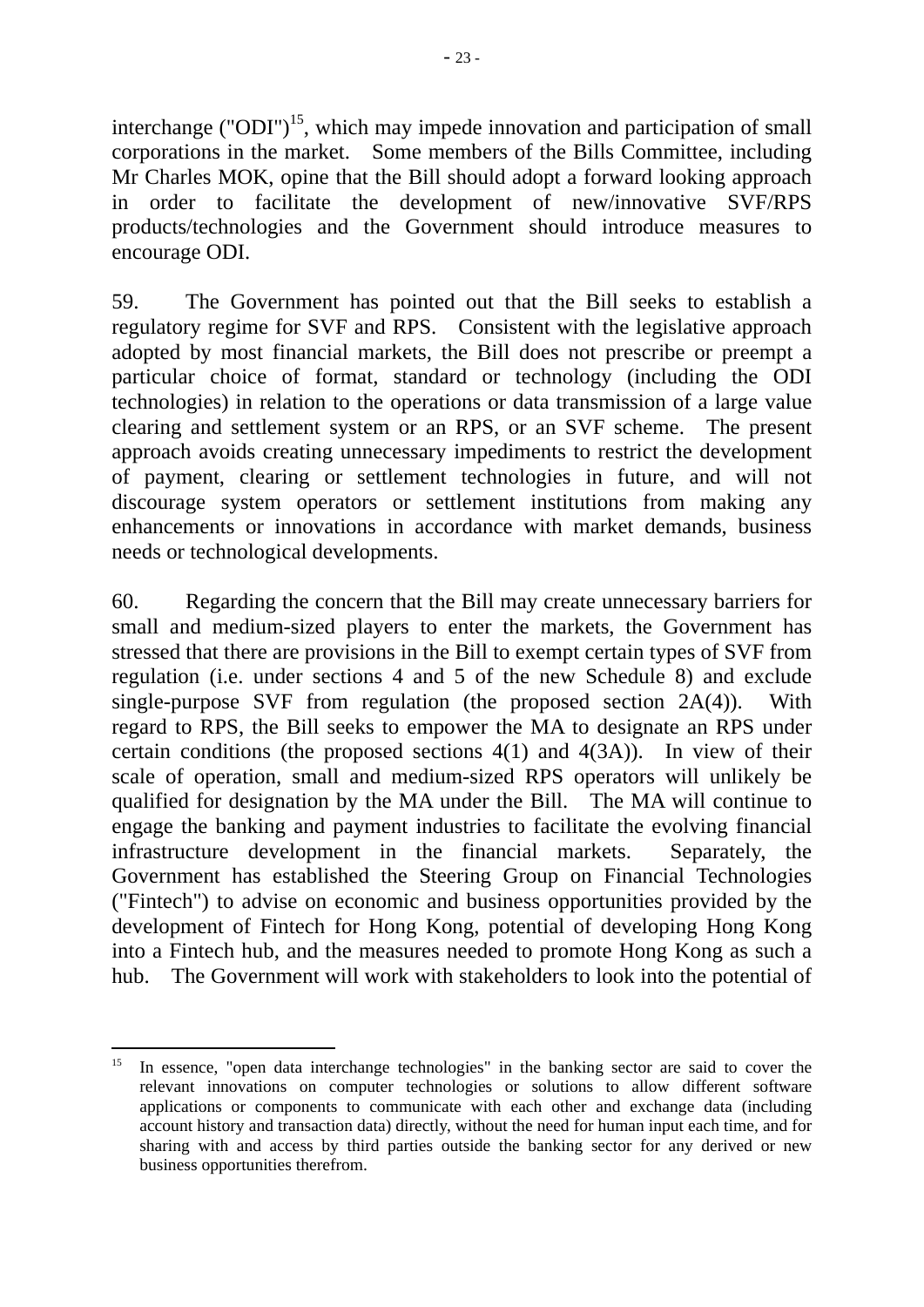interchange ("ODI")[15], which may impede innovation and participation of small corporations in the market. Some members of the Bills Committee, including Mr Charles MOK, opine that the Bill should adopt a forward looking approach in order to facilitate the development of new/innovative SVF/RPS products/technologies and the Government should introduce measures to encourage ODI.

59. The Government has pointed out that the Bill seeks to establish a regulatory regime for SVF and RPS. Consistent with the legislative approach adopted by most financial markets, the Bill does not prescribe or preempt a particular choice of format, standard or technology (including the ODI technologies) in relation to the operations or data transmission of a large value clearing and settlement system or an RPS, or an SVF scheme. The present approach avoids creating unnecessary impediments to restrict the development of payment, clearing or settlement technologies in future, and will not discourage system operators or settlement institutions from making any enhancements or innovations in accordance with market demands, business needs or technological developments.

60. Regarding the concern that the Bill may create unnecessary barriers for small and medium-sized players to enter the markets, the Government has stressed that there are provisions in the Bill to exempt certain types of SVF from regulation (i.e. under sections 4 and 5 of the new Schedule 8) and exclude single-purpose SVF from regulation (the proposed section 2A(4)). With regard to RPS, the Bill seeks to empower the MA to designate an RPS under certain conditions (the proposed sections 4(1) and 4(3A)). In view of their scale of operation, small and medium-sized RPS operators will unlikely be qualified for designation by the MA under the Bill. The MA will continue to engage the banking and payment industries to facilitate the evolving financial infrastructure development in the financial markets. Separately, the Government has established the Steering Group on Financial Technologies ("Fintech") to advise on economic and business opportunities provided by the development of Fintech for Hong Kong, potential of developing Hong Kong into a Fintech hub, and the measures needed to promote Hong Kong as such a hub. The Government will work with stakeholders to look into the potential of

---

[15] In essence, "open data interchange technologies" in the banking sector are said to cover the relevant innovations on computer technologies or solutions to allow different software applications or components to communicate with each other and exchange data (including account history and transaction data) directly, without the need for human input each time, and for sharing with and access by third parties outside the banking sector for any derived or new business opportunities therefrom.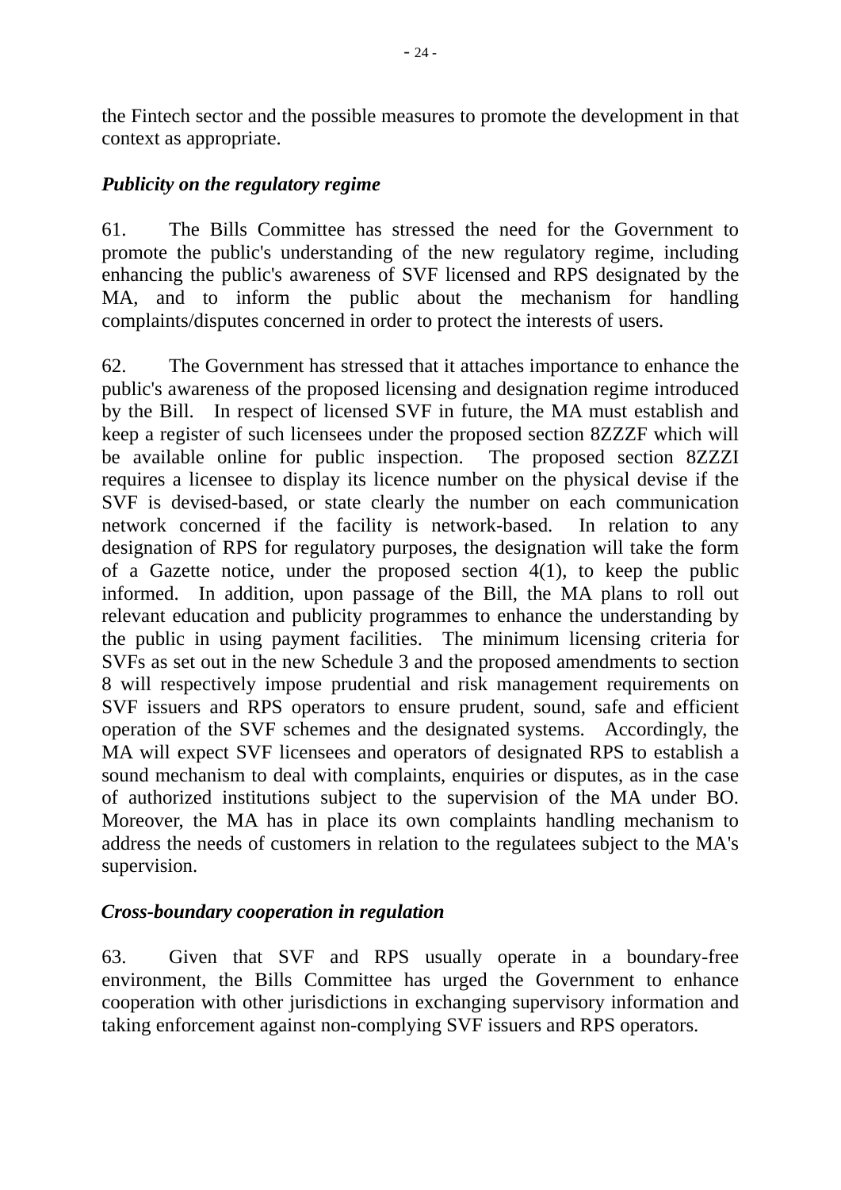the Fintech sector and the possible measures to promote the development in that context as appropriate.

*Publicity on the regulatory regime*

61. The Bills Committee has stressed the need for the Government to promote the public's understanding of the new regulatory regime, including enhancing the public's awareness of SVF licensed and RPS designated by the MA, and to inform the public about the mechanism for handling complaints/disputes concerned in order to protect the interests of users.

62. The Government has stressed that it attaches importance to enhance the public's awareness of the proposed licensing and designation regime introduced by the Bill. In respect of licensed SVF in future, the MA must establish and keep a register of such licensees under the proposed section 8ZZZF which will be available online for public inspection. The proposed section 8ZZZI requires a licensee to display its licence number on the physical devise if the SVF is devised-based, or state clearly the number on each communication network concerned if the facility is network-based. In relation to any designation of RPS for regulatory purposes, the designation will take the form of a Gazette notice, under the proposed section 4(1), to keep the public informed. In addition, upon passage of the Bill, the MA plans to roll out relevant education and publicity programmes to enhance the understanding by the public in using payment facilities. The minimum licensing criteria for SVFs as set out in the new Schedule 3 and the proposed amendments to section 8 will respectively impose prudential and risk management requirements on SVF issuers and RPS operators to ensure prudent, sound, safe and efficient operation of the SVF schemes and the designated systems. Accordingly, the MA will expect SVF licensees and operators of designated RPS to establish a sound mechanism to deal with complaints, enquiries or disputes, as in the case of authorized institutions subject to the supervision of the MA under BO. Moreover, the MA has in place its own complaints handling mechanism to address the needs of customers in relation to the regulatees subject to the MA's supervision.

*Cross-boundary cooperation in regulation*

63. Given that SVF and RPS usually operate in a boundary-free environment, the Bills Committee has urged the Government to enhance cooperation with other jurisdictions in exchanging supervisory information and taking enforcement against non-complying SVF issuers and RPS operators.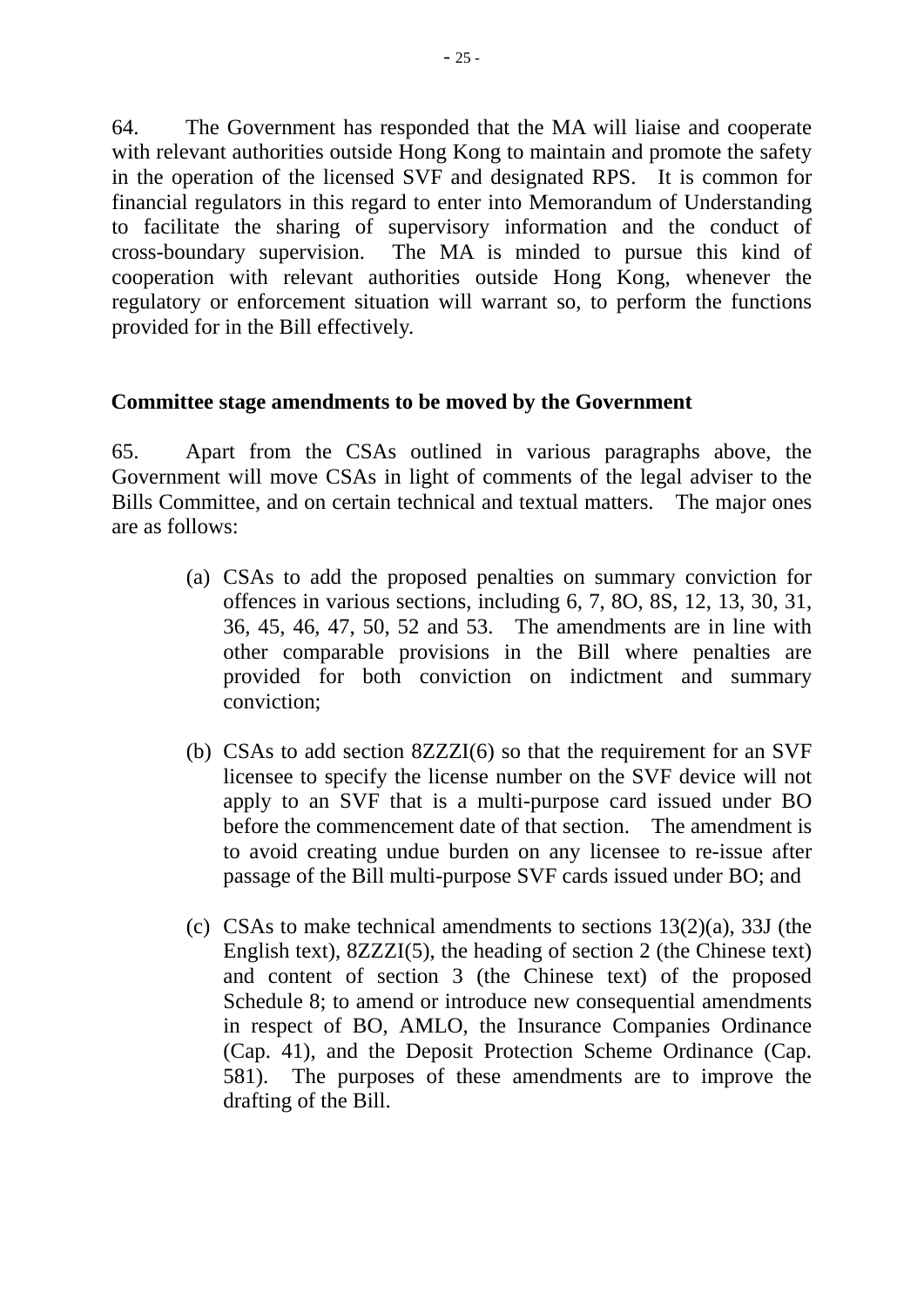64. The Government has responded that the MA will liaise and cooperate with relevant authorities outside Hong Kong to maintain and promote the safety in the operation of the licensed SVF and designated RPS. It is common for financial regulators in this regard to enter into Memorandum of Understanding to facilitate the sharing of supervisory information and the conduct of cross-boundary supervision. The MA is minded to pursue this kind of cooperation with relevant authorities outside Hong Kong, whenever the regulatory or enforcement situation will warrant so, to perform the functions provided for in the Bill effectively.

**Committee stage amendments to be moved by the Government**

65. Apart from the CSAs outlined in various paragraphs above, the Government will move CSAs in light of comments of the legal adviser to the Bills Committee, and on certain technical and textual matters. The major ones are as follows:

(a) CSAs to add the proposed penalties on summary conviction for offences in various sections, including 6, 7, 8O, 8S, 12, 13, 30, 31, 36, 45, 46, 47, 50, 52 and 53. The amendments are in line with other comparable provisions in the Bill where penalties are provided for both conviction on indictment and summary conviction;

(b) CSAs to add section 8ZZZI(6) so that the requirement for an SVF licensee to specify the license number on the SVF device will not apply to an SVF that is a multi-purpose card issued under BO before the commencement date of that section. The amendment is to avoid creating undue burden on any licensee to re-issue after passage of the Bill multi-purpose SVF cards issued under BO; and

(c) CSAs to make technical amendments to sections 13(2)(a), 33J (the English text), 8ZZZI(5), the heading of section 2 (the Chinese text) and content of section 3 (the Chinese text) of the proposed Schedule 8; to amend or introduce new consequential amendments in respect of BO, AMLO, the Insurance Companies Ordinance (Cap. 41), and the Deposit Protection Scheme Ordinance (Cap. 581). The purposes of these amendments are to improve the drafting of the Bill.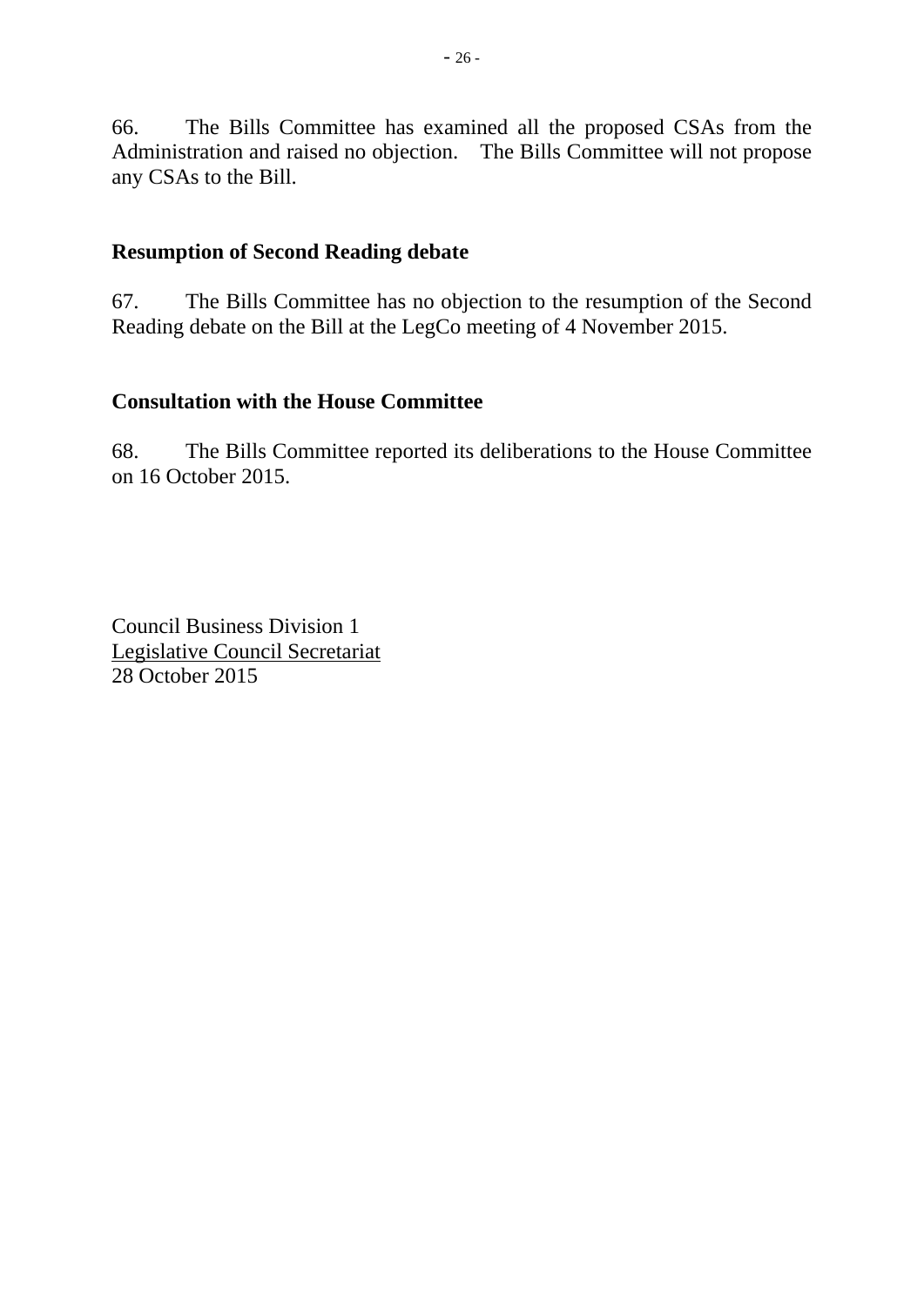66. The Bills Committee has examined all the proposed CSAs from the Administration and raised no objection. The Bills Committee will not propose any CSAs to the Bill.

## Resumption of Second Reading debate

67. The Bills Committee has no objection to the resumption of the Second Reading debate on the Bill at the LegCo meeting of 4 November 2015.

## Consultation with the House Committee

68. The Bills Committee reported its deliberations to the House Committee on 16 October 2015.

Council Business Division 1
Legislative Council Secretariat
28 October 2015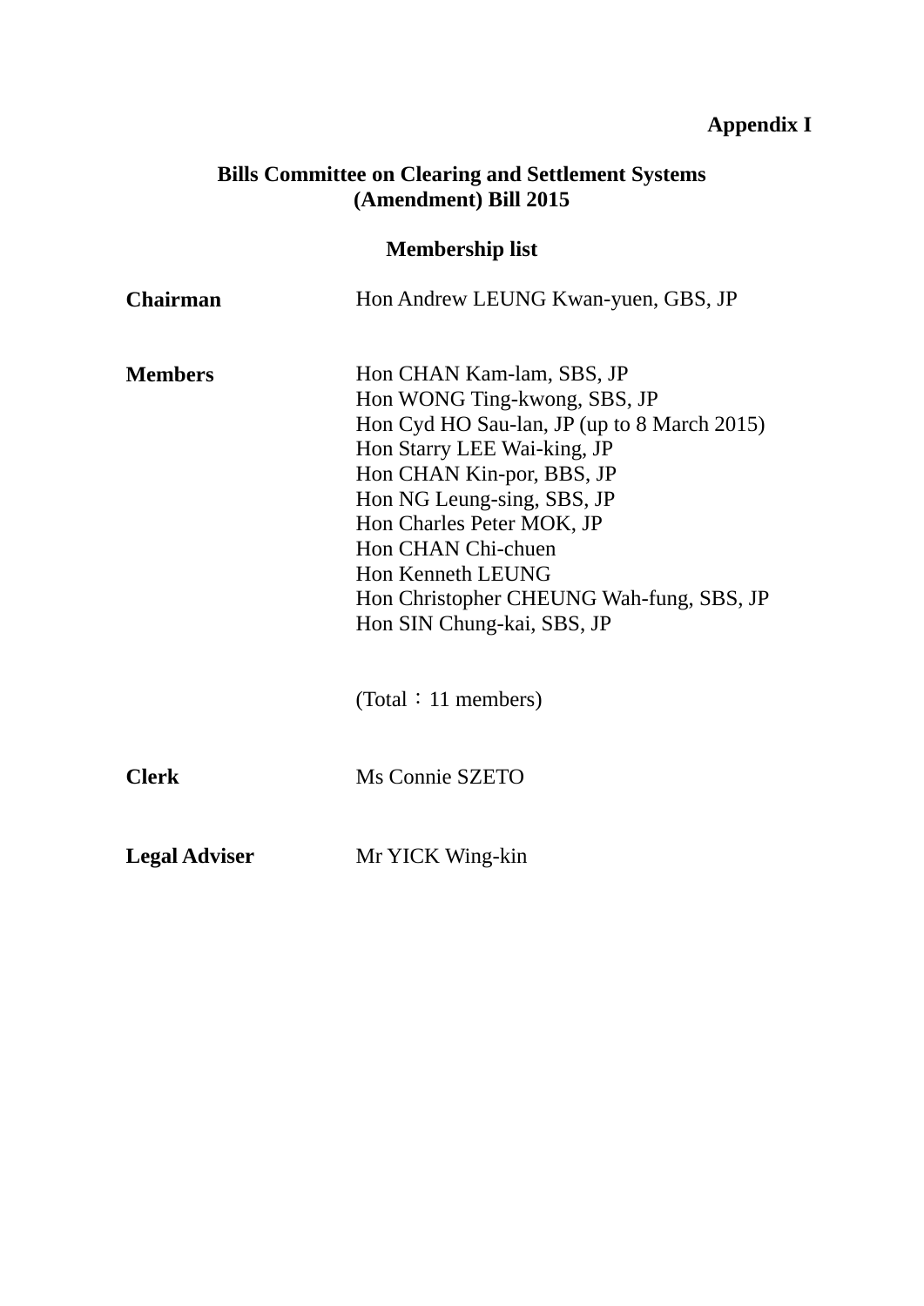**Appendix I**

## Bills Committee on Clearing and Settlement Systems (Amendment) Bill 2015

### Membership list

| | |
|---|---|
| **Chairman** | Hon Andrew LEUNG Kwan-yuen, GBS, JP |
| **Members** | Hon CHAN Kam-lam, SBS, JP<br>Hon WONG Ting-kwong, SBS, JP<br>Hon Cyd HO Sau-lan, JP (up to 8 March 2015)<br>Hon Starry LEE Wai-king, JP<br>Hon CHAN Kin-por, BBS, JP<br>Hon NG Leung-sing, SBS, JP<br>Hon Charles Peter MOK, JP<br>Hon CHAN Chi-chuen<br>Hon Kenneth LEUNG<br>Hon Christopher CHEUNG Wah-fung, SBS, JP<br>Hon SIN Chung-kai, SBS, JP |
| | (Total：11 members) |
| **Clerk** | Ms Connie SZETO |
| **Legal Adviser** | Mr YICK Wing-kin |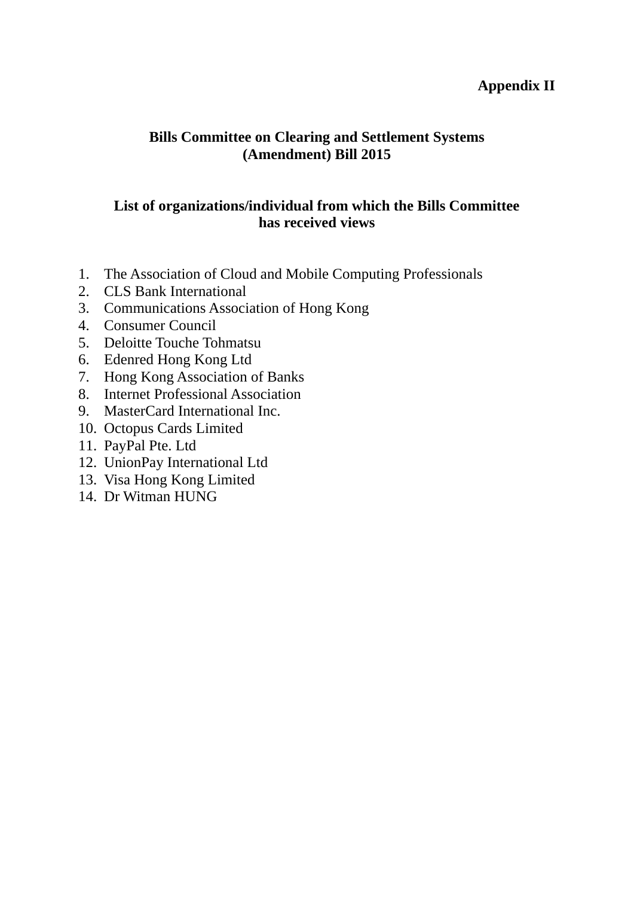**Appendix II**

## Bills Committee on Clearing and Settlement Systems (Amendment) Bill 2015

### List of organizations/individual from which the Bills Committee has received views

1. The Association of Cloud and Mobile Computing Professionals
2. CLS Bank International
3. Communications Association of Hong Kong
4. Consumer Council
5. Deloitte Touche Tohmatsu
6. Edenred Hong Kong Ltd
7. Hong Kong Association of Banks
8. Internet Professional Association
9. MasterCard International Inc.
10. Octopus Cards Limited
11. PayPal Pte. Ltd
12. UnionPay International Ltd
13. Visa Hong Kong Limited
14. Dr Witman HUNG